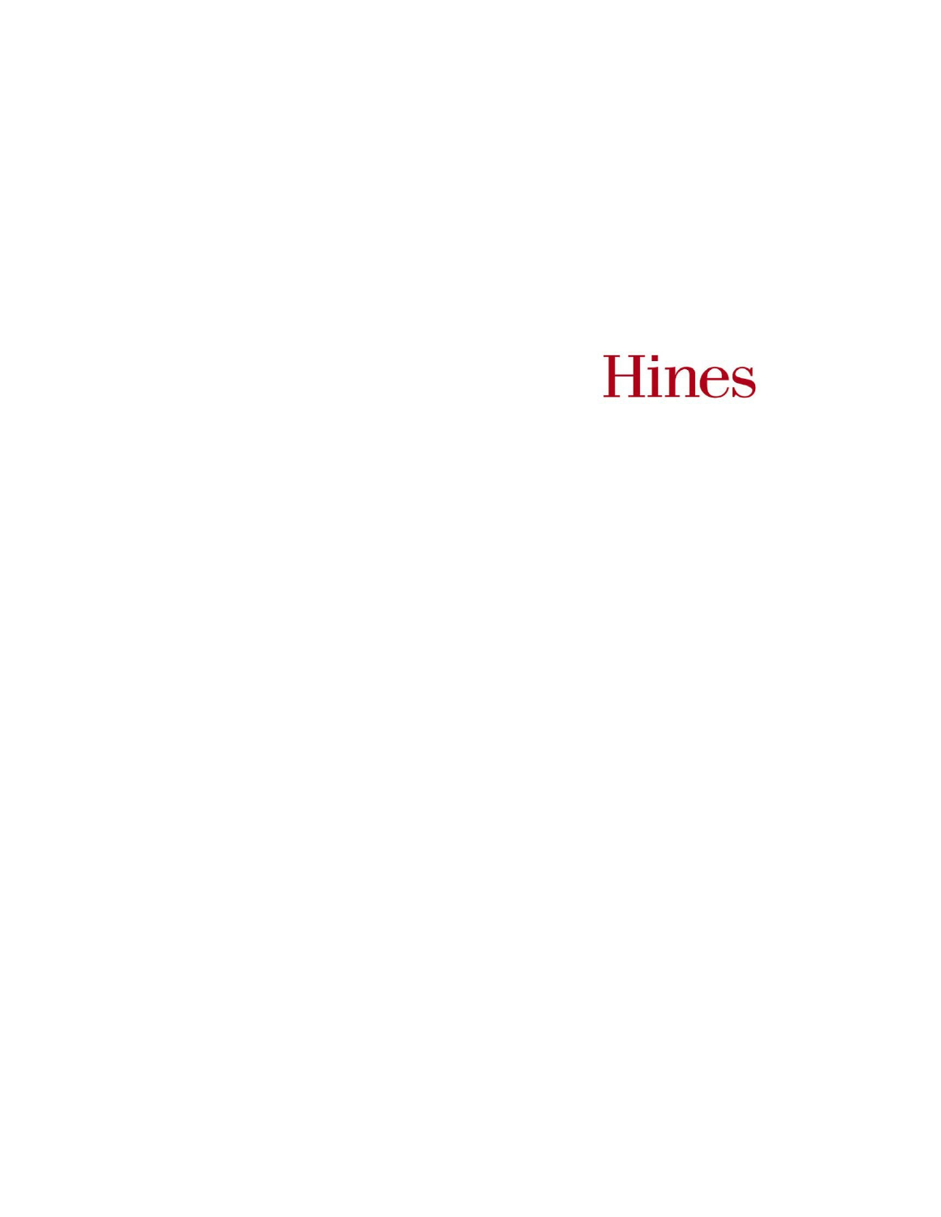Hines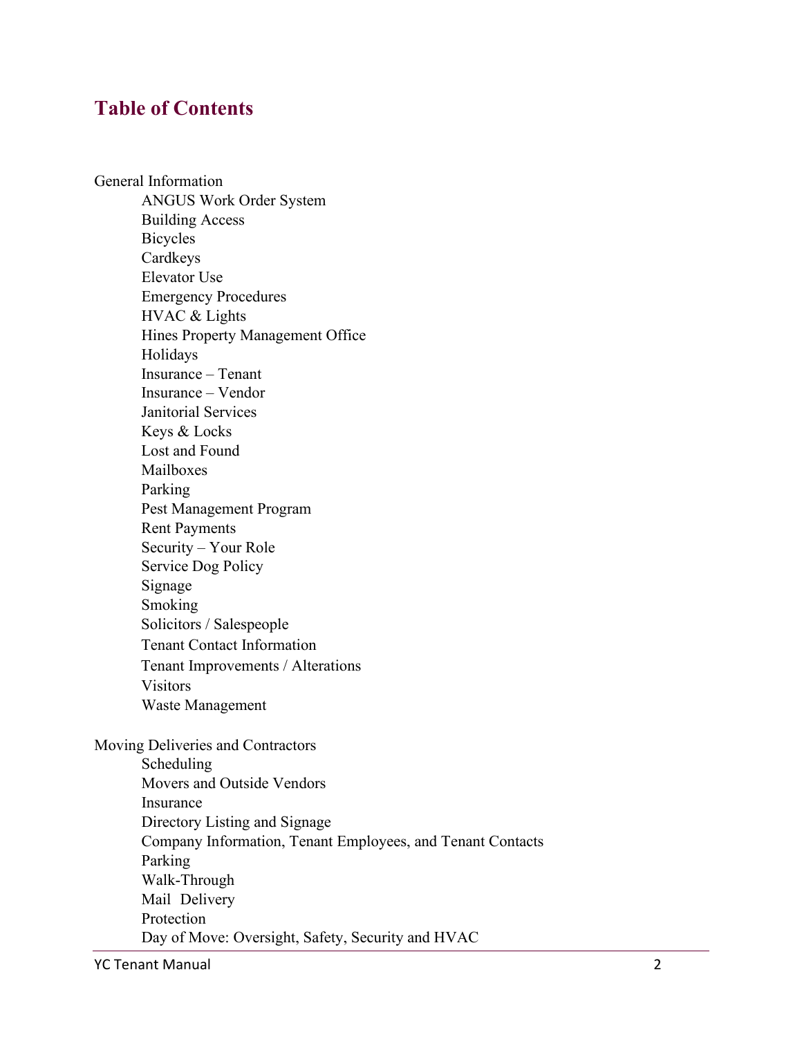## Table of Contents

General Information

- ANGUS Work Order System
- Building Access
- Bicycles
- Cardkeys
- Elevator Use
- Emergency Procedures
- HVAC & Lights
- Hines Property Management Office
- Holidays
- Insurance – Tenant
- Insurance – Vendor
- Janitorial Services
- Keys & Locks
- Lost and Found
- Mailboxes
- Parking
- Pest Management Program
- Rent Payments
- Security – Your Role
- Service Dog Policy
- Signage
- Smoking
- Solicitors / Salespeople
- Tenant Contact Information
- Tenant Improvements / Alterations
- Visitors
- Waste Management

Moving Deliveries and Contractors

- Scheduling
- Movers and Outside Vendors
- Insurance
- Directory Listing and Signage
- Company Information, Tenant Employees, and Tenant Contacts
- Parking
- Walk-Through
- Mail Delivery
- Protection
- Day of Move: Oversight, Safety, Security and HVAC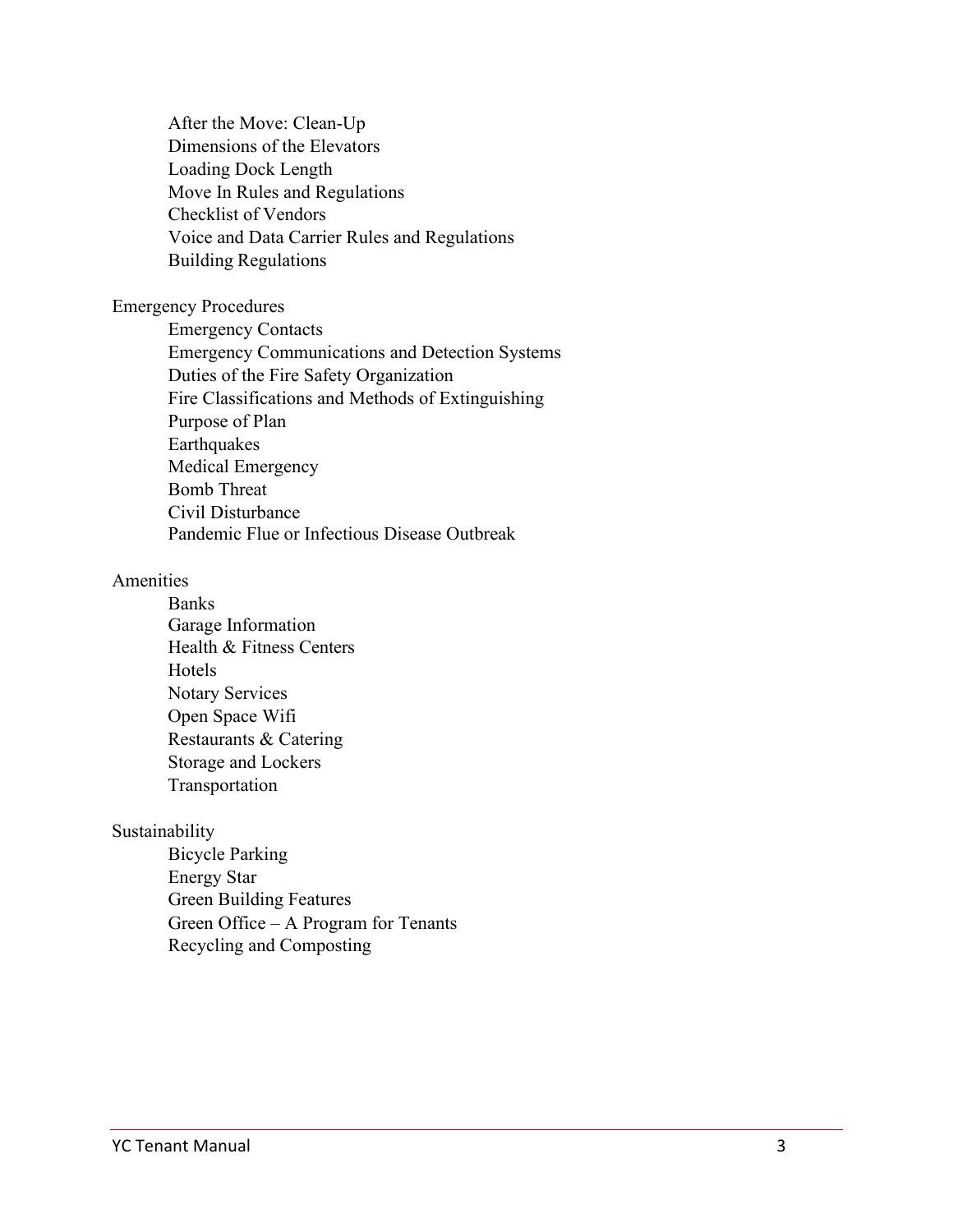- After the Move: Clean-Up
- Dimensions of the Elevators
- Loading Dock Length
- Move In Rules and Regulations
- Checklist of Vendors
- Voice and Data Carrier Rules and Regulations
- Building Regulations

Emergency Procedures

- Emergency Contacts
- Emergency Communications and Detection Systems
- Duties of the Fire Safety Organization
- Fire Classifications and Methods of Extinguishing
- Purpose of Plan
- Earthquakes
- Medical Emergency
- Bomb Threat
- Civil Disturbance
- Pandemic Flue or Infectious Disease Outbreak

Amenities

- Banks
- Garage Information
- Health & Fitness Centers
- Hotels
- Notary Services
- Open Space Wifi
- Restaurants & Catering
- Storage and Lockers
- Transportation

Sustainability

- Bicycle Parking
- Energy Star
- Green Building Features
- Green Office – A Program for Tenants
- Recycling and Composting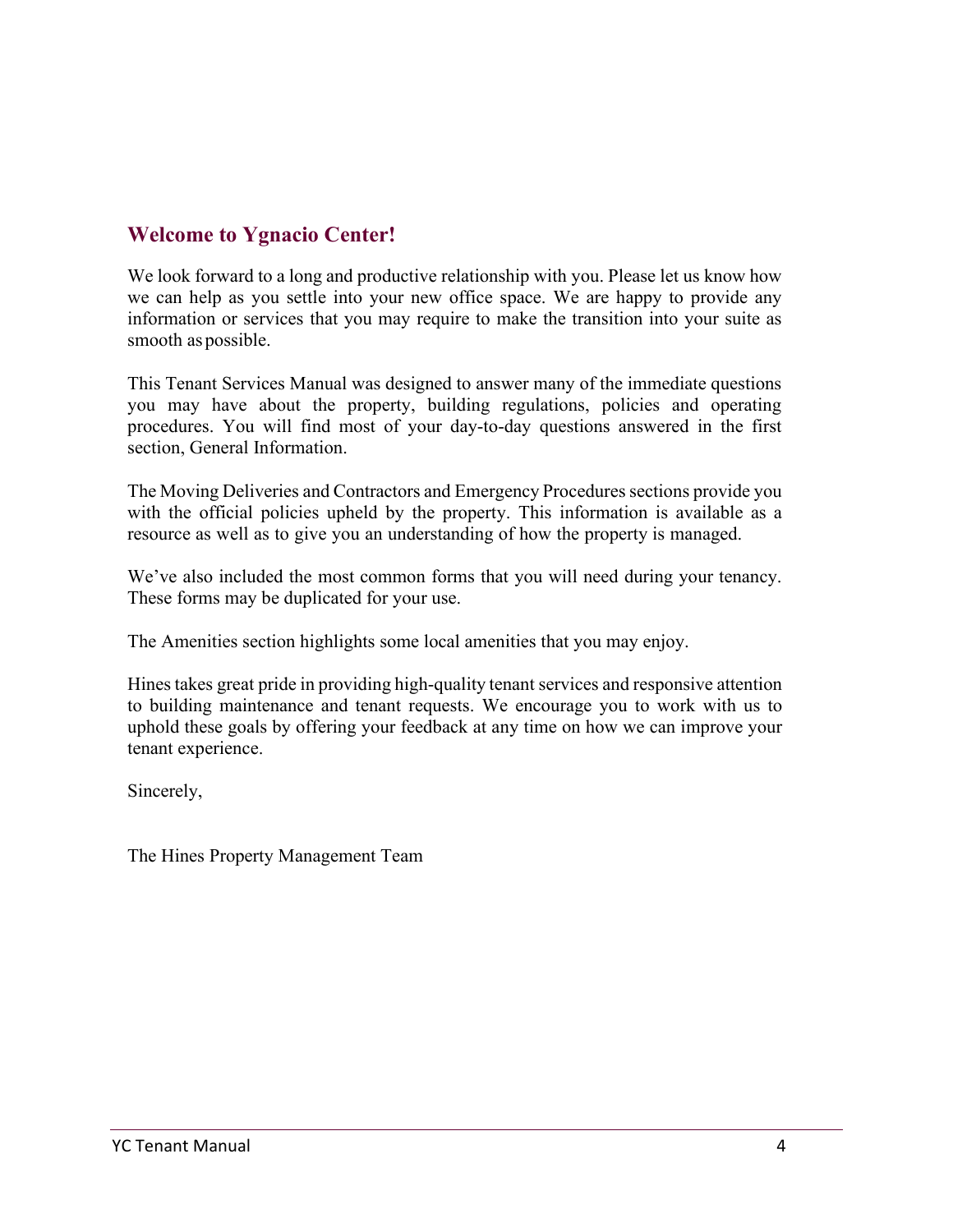## Welcome to Ygnacio Center!

We look forward to a long and productive relationship with you. Please let us know how we can help as you settle into your new office space. We are happy to provide any information or services that you may require to make the transition into your suite as smooth as possible.

This Tenant Services Manual was designed to answer many of the immediate questions you may have about the property, building regulations, policies and operating procedures. You will find most of your day-to-day questions answered in the first section, General Information.

The Moving Deliveries and Contractors and Emergency Procedures sections provide you with the official policies upheld by the property. This information is available as a resource as well as to give you an understanding of how the property is managed.

We've also included the most common forms that you will need during your tenancy. These forms may be duplicated for your use.

The Amenities section highlights some local amenities that you may enjoy.

Hines takes great pride in providing high-quality tenant services and responsive attention to building maintenance and tenant requests. We encourage you to work with us to uphold these goals by offering your feedback at any time on how we can improve your tenant experience.

Sincerely,

The Hines Property Management Team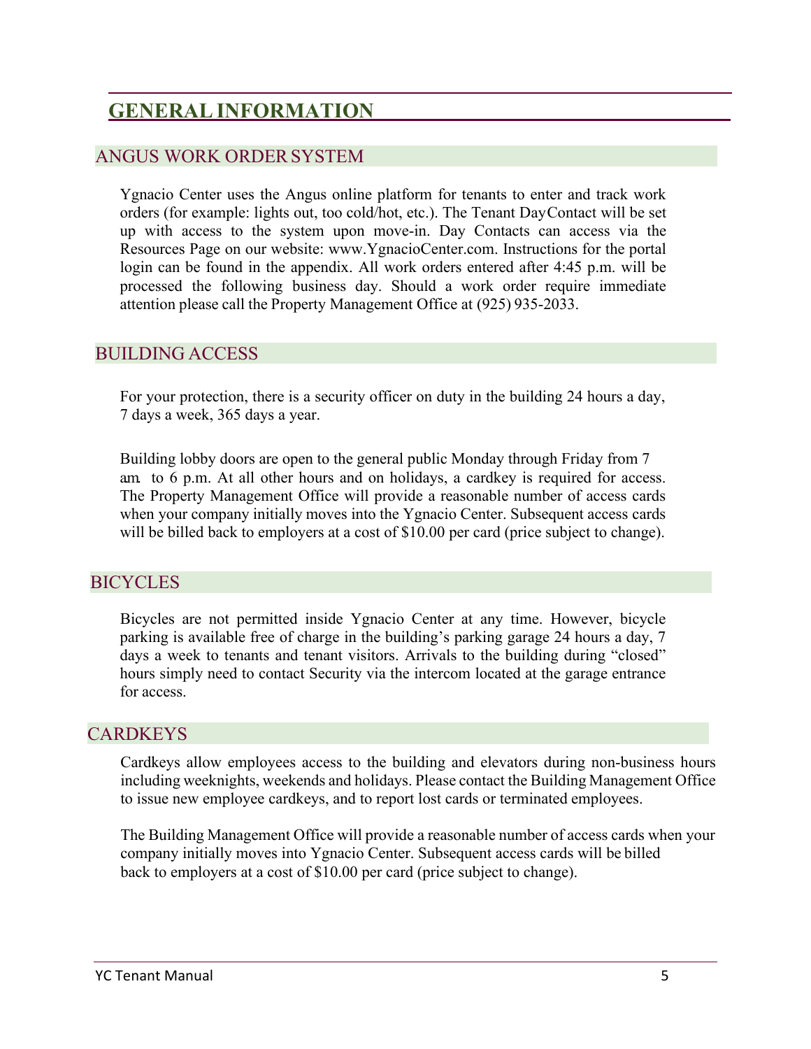# GENERAL INFORMATION

## ANGUS WORK ORDER SYSTEM

Ygnacio Center uses the Angus online platform for tenants to enter and track work orders (for example: lights out, too cold/hot, etc.). The Tenant DayContact will be set up with access to the system upon move-in. Day Contacts can access via the Resources Page on our website: www.YgnacioCenter.com. Instructions for the portal login can be found in the appendix. All work orders entered after 4:45 p.m. will be processed the following business day. Should a work order require immediate attention please call the Property Management Office at (925) 935-2033.

## BUILDING ACCESS

For your protection, there is a security officer on duty in the building 24 hours a day, 7 days a week, 365 days a year.

Building lobby doors are open to the general public Monday through Friday from 7 a.m. to 6 p.m. At all other hours and on holidays, a cardkey is required for access. The Property Management Office will provide a reasonable number of access cards when your company initially moves into the Ygnacio Center. Subsequent access cards will be billed back to employers at a cost of $10.00 per card (price subject to change).

## BICYCLES

Bicycles are not permitted inside Ygnacio Center at any time. However, bicycle parking is available free of charge in the building's parking garage 24 hours a day, 7 days a week to tenants and tenant visitors. Arrivals to the building during "closed" hours simply need to contact Security via the intercom located at the garage entrance for access.

## CARDKEYS

Cardkeys allow employees access to the building and elevators during non-business hours including weeknights, weekends and holidays. Please contact the Building Management Office to issue new employee cardkeys, and to report lost cards or terminated employees.

The Building Management Office will provide a reasonable number of access cards when your company initially moves into Ygnacio Center. Subsequent access cards will be billed back to employers at a cost of $10.00 per card (price subject to change).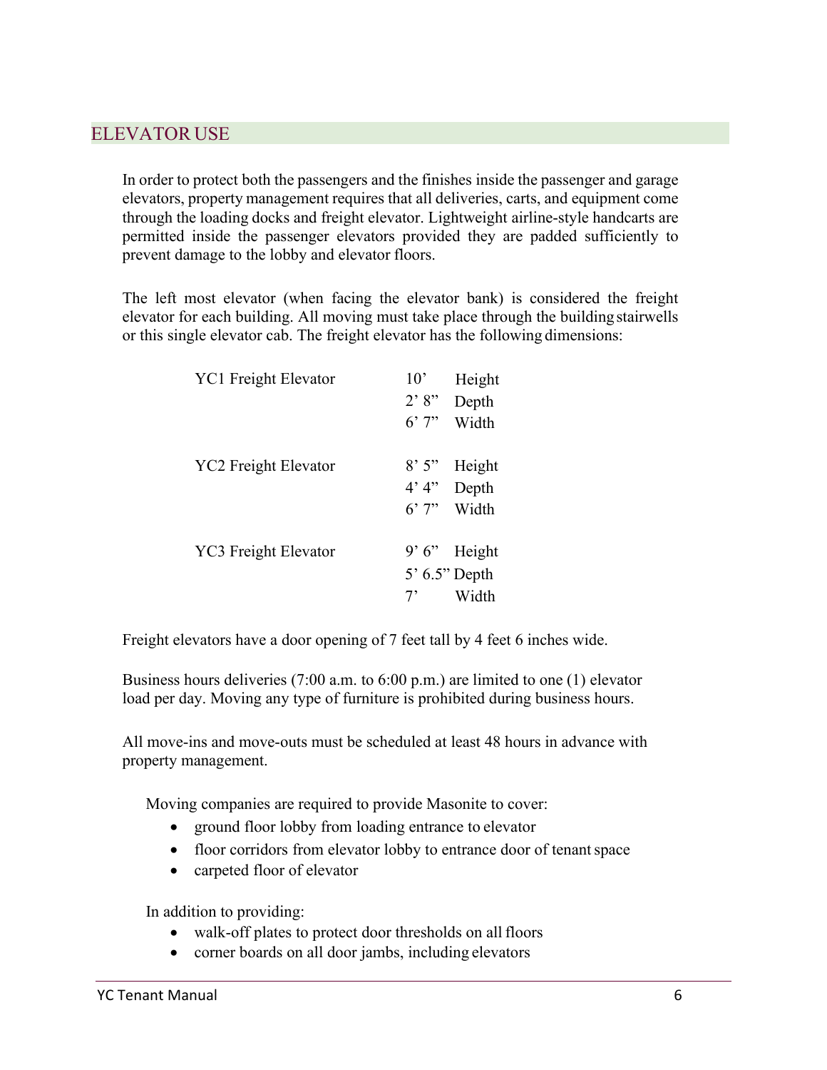## ELEVATOR USE

In order to protect both the passengers and the finishes inside the passenger and garage elevators, property management requires that all deliveries, carts, and equipment come through the loading docks and freight elevator. Lightweight airline-style handcarts are permitted inside the passenger elevators provided they are padded sufficiently to prevent damage to the lobby and elevator floors.

The left most elevator (when facing the elevator bank) is considered the freight elevator for each building. All moving must take place through the building stairwells or this single elevator cab. The freight elevator has the following dimensions:

| Elevator | Measurement | Dimension |
|---|---|---|
| YC1 Freight Elevator | 10’ | Height |
| | 2’ 8” | Depth |
| | 6’ 7” | Width |
| YC2 Freight Elevator | 8’ 5” | Height |
| | 4’ 4” | Depth |
| | 6’ 7” | Width |
| YC3 Freight Elevator | 9’ 6” | Height |
| | 5’ 6.5” | Depth |
| | 7’ | Width |

Freight elevators have a door opening of 7 feet tall by 4 feet 6 inches wide.

Business hours deliveries (7:00 a.m. to 6:00 p.m.) are limited to one (1) elevator load per day. Moving any type of furniture is prohibited during business hours.

All move-ins and move-outs must be scheduled at least 48 hours in advance with property management.

Moving companies are required to provide Masonite to cover:

- ground floor lobby from loading entrance to elevator
- floor corridors from elevator lobby to entrance door of tenant space
- carpeted floor of elevator

In addition to providing:

- walk-off plates to protect door thresholds on all floors
- corner boards on all door jambs, including elevators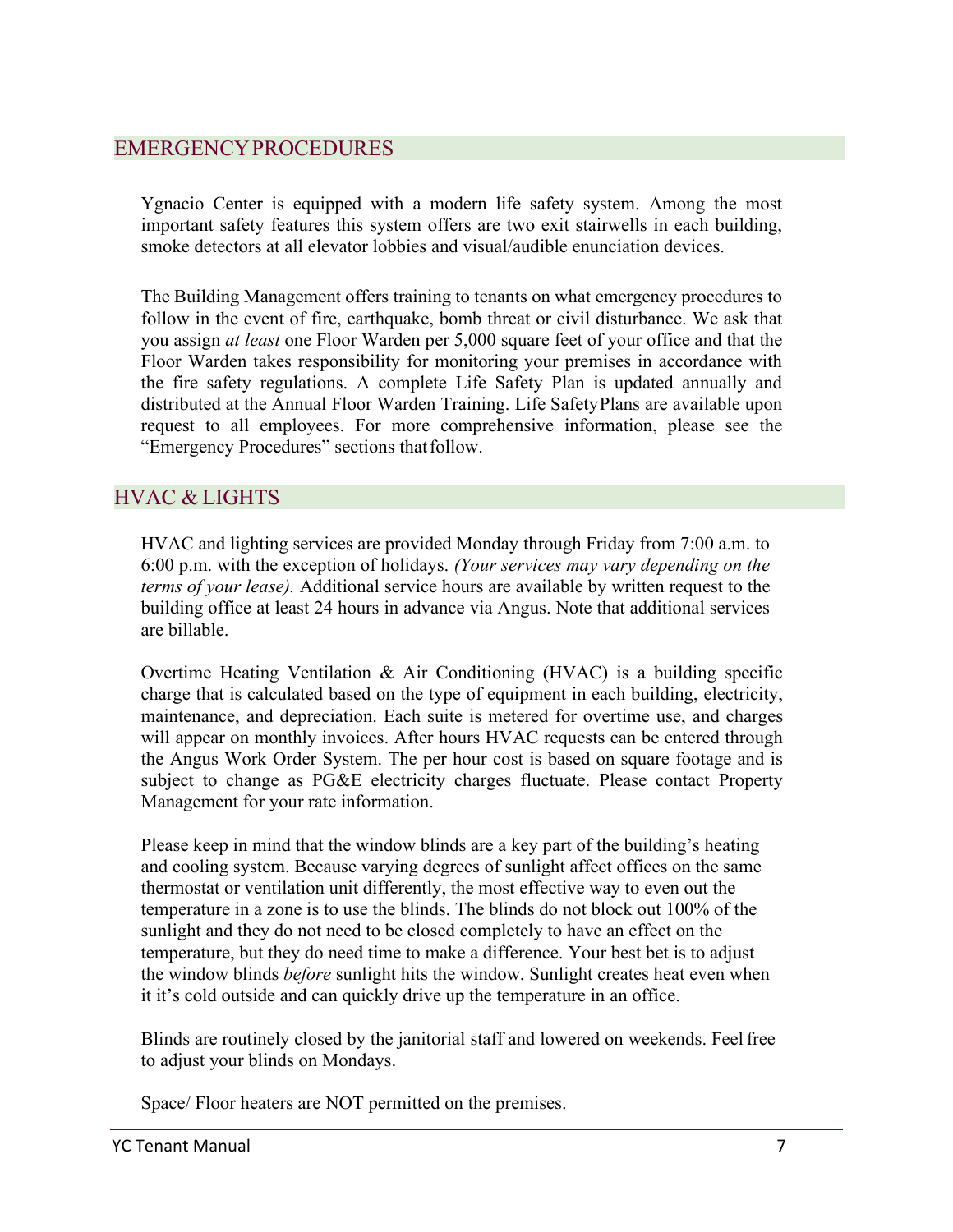## EMERGENCY PROCEDURES

Ygnacio Center is equipped with a modern life safety system. Among the most important safety features this system offers are two exit stairwells in each building, smoke detectors at all elevator lobbies and visual/audible enunciation devices.

The Building Management offers training to tenants on what emergency procedures to follow in the event of fire, earthquake, bomb threat or civil disturbance. We ask that you assign *at least* one Floor Warden per 5,000 square feet of your office and that the Floor Warden takes responsibility for monitoring your premises in accordance with the fire safety regulations. A complete Life Safety Plan is updated annually and distributed at the Annual Floor Warden Training. Life Safety Plans are available upon request to all employees. For more comprehensive information, please see the "Emergency Procedures" sections that follow.

## HVAC & LIGHTS

HVAC and lighting services are provided Monday through Friday from 7:00 a.m. to 6:00 p.m. with the exception of holidays. *(Your services may vary depending on the terms of your lease).* Additional service hours are available by written request to the building office at least 24 hours in advance via Angus. Note that additional services are billable.

Overtime Heating Ventilation & Air Conditioning (HVAC) is a building specific charge that is calculated based on the type of equipment in each building, electricity, maintenance, and depreciation. Each suite is metered for overtime use, and charges will appear on monthly invoices. After hours HVAC requests can be entered through the Angus Work Order System. The per hour cost is based on square footage and is subject to change as PG&E electricity charges fluctuate. Please contact Property Management for your rate information.

Please keep in mind that the window blinds are a key part of the building's heating and cooling system. Because varying degrees of sunlight affect offices on the same thermostat or ventilation unit differently, the most effective way to even out the temperature in a zone is to use the blinds. The blinds do not block out 100% of the sunlight and they do not need to be closed completely to have an effect on the temperature, but they do need time to make a difference. Your best bet is to adjust the window blinds *before* sunlight hits the window. Sunlight creates heat even when it it's cold outside and can quickly drive up the temperature in an office.

Blinds are routinely closed by the janitorial staff and lowered on weekends. Feel free to adjust your blinds on Mondays.

Space/ Floor heaters are NOT permitted on the premises.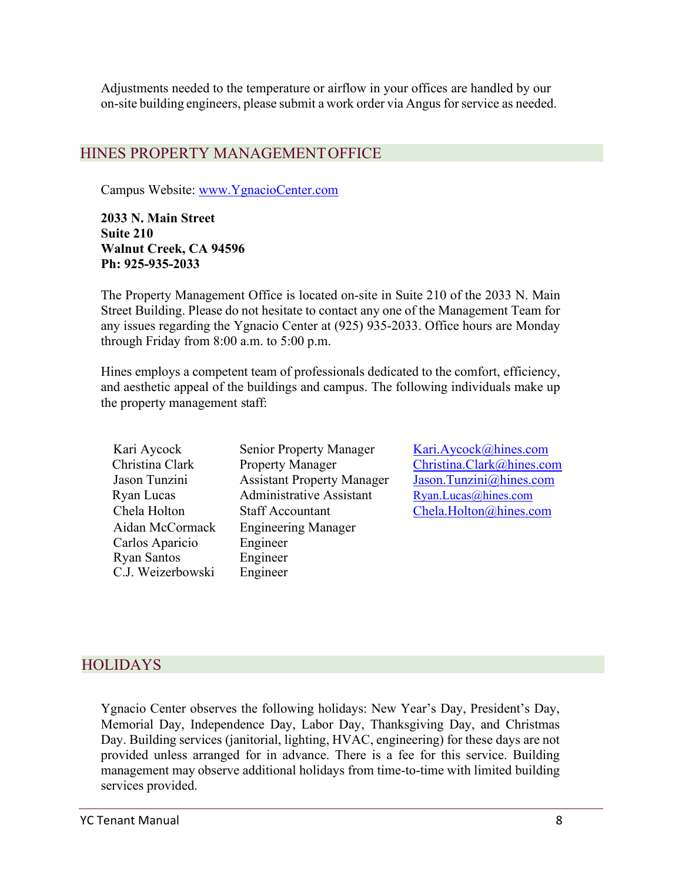Adjustments needed to the temperature or airflow in your offices are handled by our on-site building engineers, please submit a work order via Angus for service as needed.

## HINES PROPERTY MANAGEMENT OFFICE

Campus Website: www.YgnacioCenter.com

**2033 N. Main Street**
**Suite 210**
**Walnut Creek, CA 94596**
**Ph: 925-935-2033**

The Property Management Office is located on-site in Suite 210 of the 2033 N. Main Street Building. Please do not hesitate to contact any one of the Management Team for any issues regarding the Ygnacio Center at (925) 935-2033. Office hours are Monday through Friday from 8:00 a.m. to 5:00 p.m.

Hines employs a competent team of professionals dedicated to the comfort, efficiency, and aesthetic appeal of the buildings and campus. The following individuals make up the property management staff:

| Name | Title | Email |
|---|---|---|
| Kari Aycock | Senior Property Manager | Kari.Aycock@hines.com |
| Christina Clark | Property Manager | Christina.Clark@hines.com |
| Jason Tunzini | Assistant Property Manager | Jason.Tunzini@hines.com |
| Ryan Lucas | Administrative Assistant | Ryan.Lucas@hines.com |
| Chela Holton | Staff Accountant | Chela.Holton@hines.com |
| Aidan McCormack | Engineering Manager | |
| Carlos Aparicio | Engineer | |
| Ryan Santos | Engineer | |
| C.J. Weizerbowski | Engineer | |

## HOLIDAYS

Ygnacio Center observes the following holidays: New Year's Day, President's Day, Memorial Day, Independence Day, Labor Day, Thanksgiving Day, and Christmas Day. Building services (janitorial, lighting, HVAC, engineering) for these days are not provided unless arranged for in advance. There is a fee for this service. Building management may observe additional holidays from time-to-time with limited building services provided.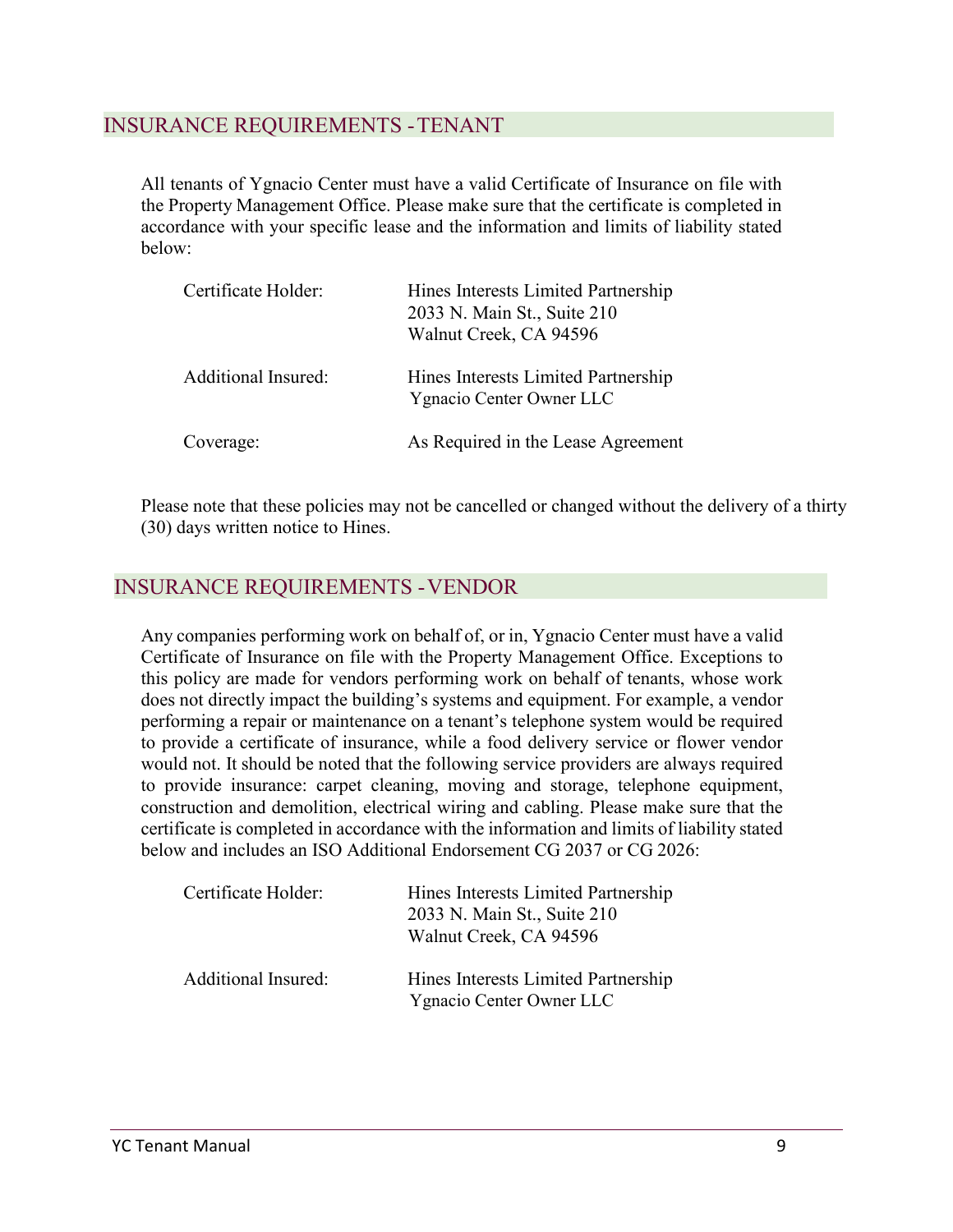## INSURANCE REQUIREMENTS - TENANT

All tenants of Ygnacio Center must have a valid Certificate of Insurance on file with the Property Management Office. Please make sure that the certificate is completed in accordance with your specific lease and the information and limits of liability stated below:

| | |
|---|---|
| Certificate Holder: | Hines Interests Limited Partnership<br>2033 N. Main St., Suite 210<br>Walnut Creek, CA 94596 |
| Additional Insured: | Hines Interests Limited Partnership<br>Ygnacio Center Owner LLC |
| Coverage: | As Required in the Lease Agreement |

Please note that these policies may not be cancelled or changed without the delivery of a thirty (30) days written notice to Hines.

## INSURANCE REQUIREMENTS - VENDOR

Any companies performing work on behalf of, or in, Ygnacio Center must have a valid Certificate of Insurance on file with the Property Management Office. Exceptions to this policy are made for vendors performing work on behalf of tenants, whose work does not directly impact the building's systems and equipment. For example, a vendor performing a repair or maintenance on a tenant's telephone system would be required to provide a certificate of insurance, while a food delivery service or flower vendor would not. It should be noted that the following service providers are always required to provide insurance: carpet cleaning, moving and storage, telephone equipment, construction and demolition, electrical wiring and cabling. Please make sure that the certificate is completed in accordance with the information and limits of liability stated below and includes an ISO Additional Endorsement CG 2037 or CG 2026:

| | |
|---|---|
| Certificate Holder: | Hines Interests Limited Partnership<br>2033 N. Main St., Suite 210<br>Walnut Creek, CA 94596 |
| Additional Insured: | Hines Interests Limited Partnership<br>Ygnacio Center Owner LLC |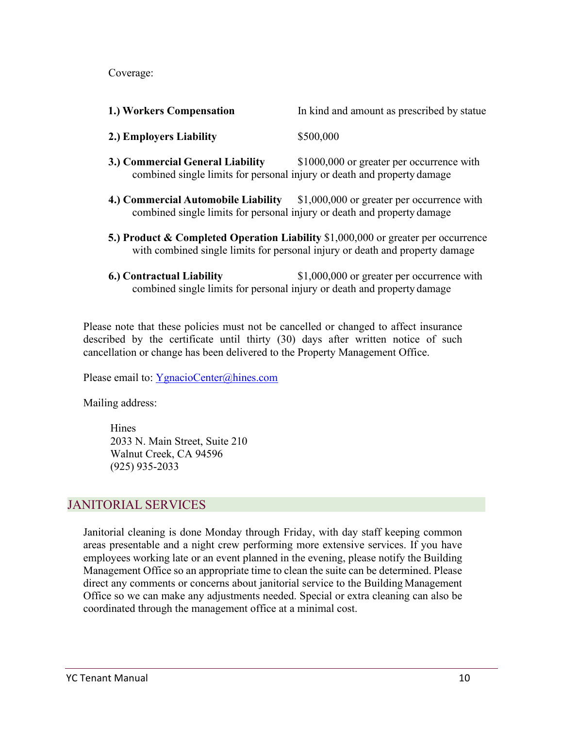Coverage:

1. **Workers Compensation** In kind and amount as prescribed by statue

2. **Employers Liability** $500,000

3. **Commercial General Liability** $1000,000 or greater per occurrence with combined single limits for personal injury or death and property damage

4. **Commercial Automobile Liability** $1,000,000 or greater per occurrence with combined single limits for personal injury or death and property damage

5. **Product & Completed Operation Liability** $1,000,000 or greater per occurrence with combined single limits for personal injury or death and property damage

6. **Contractual Liability** $1,000,000 or greater per occurrence with combined single limits for personal injury or death and property damage

Please note that these policies must not be cancelled or changed to affect insurance described by the certificate until thirty (30) days after written notice of such cancellation or change has been delivered to the Property Management Office.

Please email to: YgnacioCenter@hines.com

Mailing address:

Hines
2033 N. Main Street, Suite 210
Walnut Creek, CA 94596
(925) 935-2033

## JANITORIAL SERVICES

Janitorial cleaning is done Monday through Friday, with day staff keeping common areas presentable and a night crew performing more extensive services. If you have employees working late or an event planned in the evening, please notify the Building Management Office so an appropriate time to clean the suite can be determined. Please direct any comments or concerns about janitorial service to the Building Management Office so we can make any adjustments needed. Special or extra cleaning can also be coordinated through the management office at a minimal cost.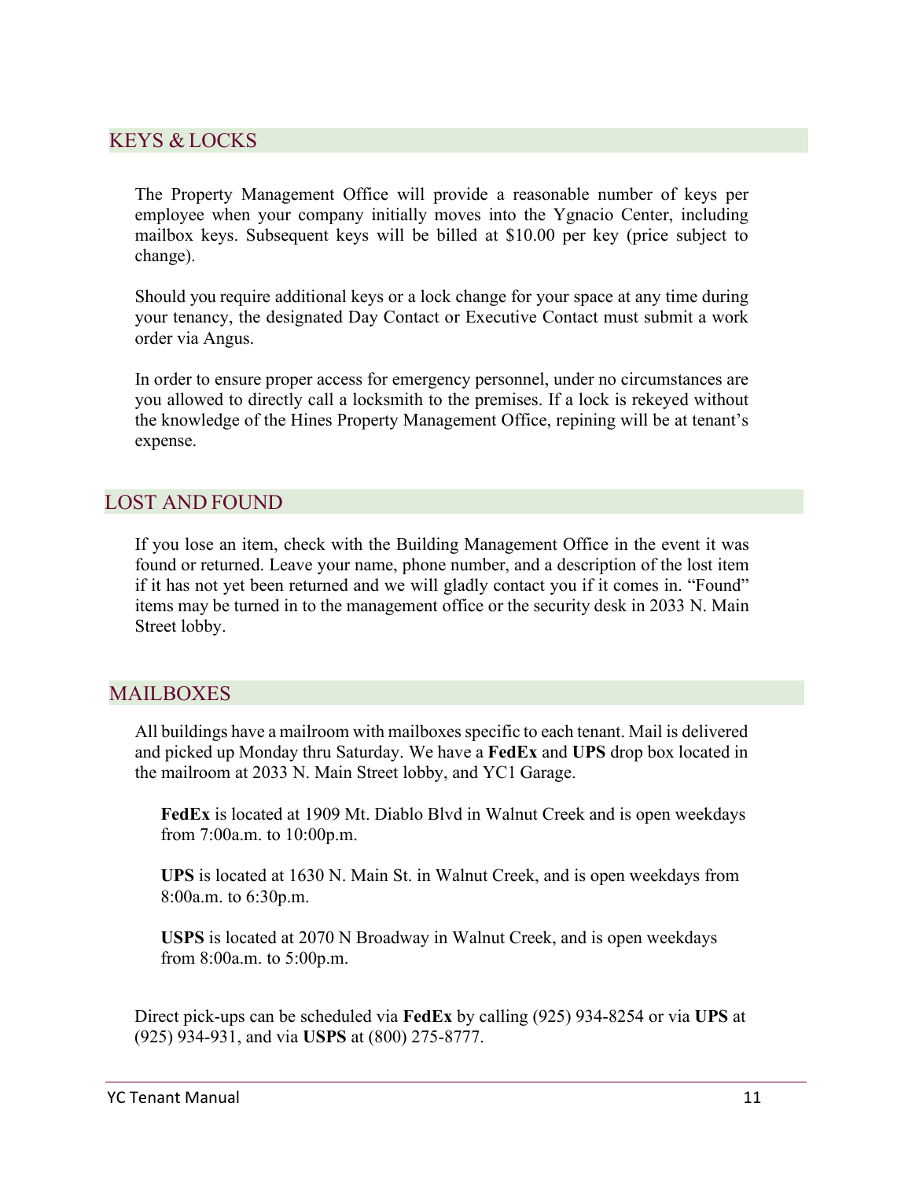## KEYS & LOCKS

The Property Management Office will provide a reasonable number of keys per employee when your company initially moves into the Ygnacio Center, including mailbox keys. Subsequent keys will be billed at $10.00 per key (price subject to change).

Should you require additional keys or a lock change for your space at any time during your tenancy, the designated Day Contact or Executive Contact must submit a work order via Angus.

In order to ensure proper access for emergency personnel, under no circumstances are you allowed to directly call a locksmith to the premises. If a lock is rekeyed without the knowledge of the Hines Property Management Office, repining will be at tenant's expense.

## LOST AND FOUND

If you lose an item, check with the Building Management Office in the event it was found or returned. Leave your name, phone number, and a description of the lost item if it has not yet been returned and we will gladly contact you if it comes in. "Found" items may be turned in to the management office or the security desk in 2033 N. Main Street lobby.

## MAILBOXES

All buildings have a mailroom with mailboxes specific to each tenant. Mail is delivered and picked up Monday thru Saturday. We have a **FedEx** and **UPS** drop box located in the mailroom at 2033 N. Main Street lobby, and YC1 Garage.

**FedEx** is located at 1909 Mt. Diablo Blvd in Walnut Creek and is open weekdays from 7:00a.m. to 10:00p.m.

**UPS** is located at 1630 N. Main St. in Walnut Creek, and is open weekdays from 8:00a.m. to 6:30p.m.

**USPS** is located at 2070 N Broadway in Walnut Creek, and is open weekdays from 8:00a.m. to 5:00p.m.

Direct pick-ups can be scheduled via **FedEx** by calling (925) 934-8254 or via **UPS** at (925) 934-931, and via **USPS** at (800) 275-8777.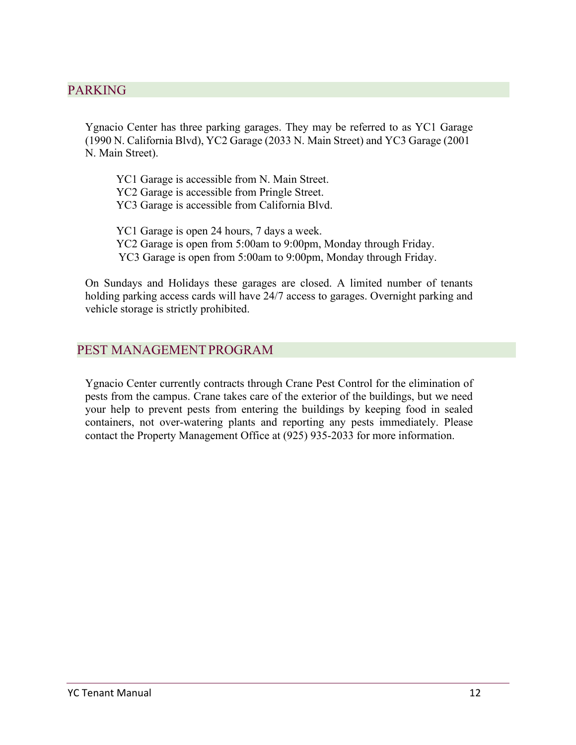## PARKING

Ygnacio Center has three parking garages. They may be referred to as YC1 Garage (1990 N. California Blvd), YC2 Garage (2033 N. Main Street) and YC3 Garage (2001 N. Main Street).

YC1 Garage is accessible from N. Main Street.
YC2 Garage is accessible from Pringle Street.
YC3 Garage is accessible from California Blvd.

YC1 Garage is open 24 hours, 7 days a week.
YC2 Garage is open from 5:00am to 9:00pm, Monday through Friday.
YC3 Garage is open from 5:00am to 9:00pm, Monday through Friday.

On Sundays and Holidays these garages are closed. A limited number of tenants holding parking access cards will have 24/7 access to garages. Overnight parking and vehicle storage is strictly prohibited.

## PEST MANAGEMENT PROGRAM

Ygnacio Center currently contracts through Crane Pest Control for the elimination of pests from the campus. Crane takes care of the exterior of the buildings, but we need your help to prevent pests from entering the buildings by keeping food in sealed containers, not over-watering plants and reporting any pests immediately. Please contact the Property Management Office at (925) 935-2033 for more information.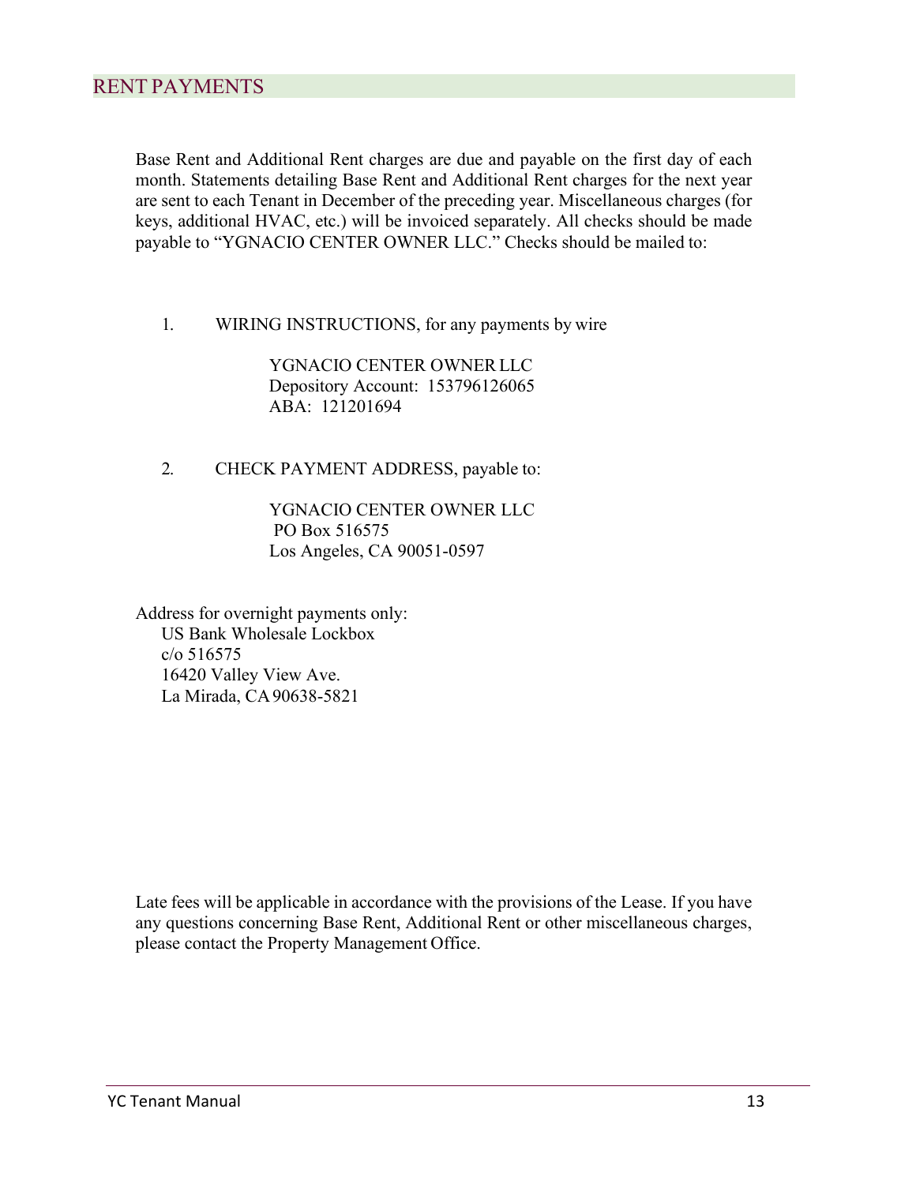## RENT PAYMENTS

Base Rent and Additional Rent charges are due and payable on the first day of each month. Statements detailing Base Rent and Additional Rent charges for the next year are sent to each Tenant in December of the preceding year. Miscellaneous charges (for keys, additional HVAC, etc.) will be invoiced separately. All checks should be made payable to "YGNACIO CENTER OWNER LLC." Checks should be mailed to:

1. WIRING INSTRUCTIONS, for any payments by wire

   YGNACIO CENTER OWNER LLC
   Depository Account: 153796126065
   ABA: 121201694

2. CHECK PAYMENT ADDRESS, payable to:

   YGNACIO CENTER OWNER LLC
   PO Box 516575
   Los Angeles, CA 90051-0597

Address for overnight payments only:
US Bank Wholesale Lockbox
c/o 516575
16420 Valley View Ave.
La Mirada, CA 90638-5821

Late fees will be applicable in accordance with the provisions of the Lease. If you have any questions concerning Base Rent, Additional Rent or other miscellaneous charges, please contact the Property Management Office.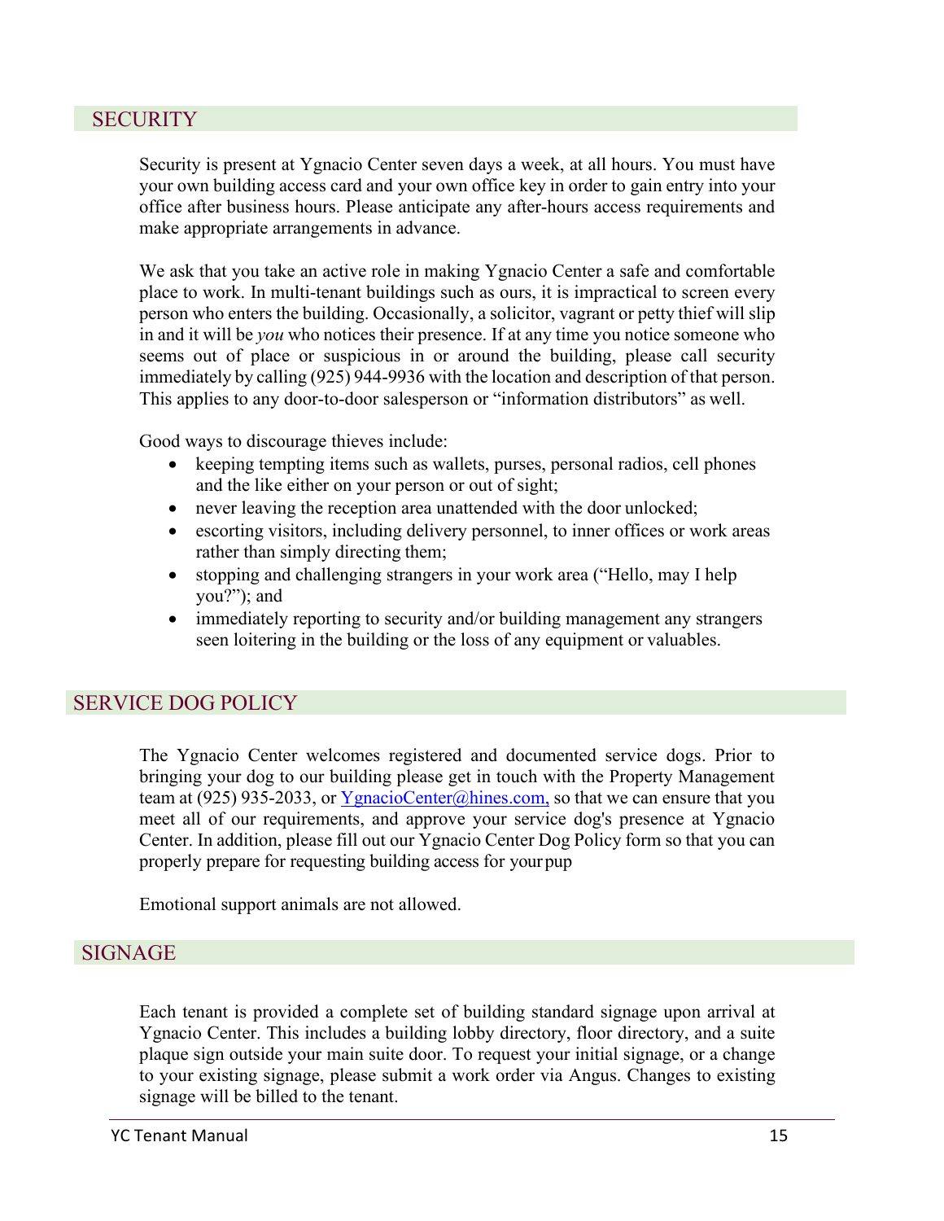## SECURITY

Security is present at Ygnacio Center seven days a week, at all hours. You must have your own building access card and your own office key in order to gain entry into your office after business hours. Please anticipate any after-hours access requirements and make appropriate arrangements in advance.

We ask that you take an active role in making Ygnacio Center a safe and comfortable place to work. In multi-tenant buildings such as ours, it is impractical to screen every person who enters the building. Occasionally, a solicitor, vagrant or petty thief will slip in and it will be *you* who notices their presence. If at any time you notice someone who seems out of place or suspicious in or around the building, please call security immediately by calling (925) 944-9936 with the location and description of that person. This applies to any door-to-door salesperson or "information distributors" as well.

Good ways to discourage thieves include:

- keeping tempting items such as wallets, purses, personal radios, cell phones and the like either on your person or out of sight;
- never leaving the reception area unattended with the door unlocked;
- escorting visitors, including delivery personnel, to inner offices or work areas rather than simply directing them;
- stopping and challenging strangers in your work area ("Hello, may I help you?"); and
- immediately reporting to security and/or building management any strangers seen loitering in the building or the loss of any equipment or valuables.

## SERVICE DOG POLICY

The Ygnacio Center welcomes registered and documented service dogs. Prior to bringing your dog to our building please get in touch with the Property Management team at (925) 935-2033, or YgnacioCenter@hines.com, so that we can ensure that you meet all of our requirements, and approve your service dog's presence at Ygnacio Center. In addition, please fill out our Ygnacio Center Dog Policy form so that you can properly prepare for requesting building access for your pup

Emotional support animals are not allowed.

## SIGNAGE

Each tenant is provided a complete set of building standard signage upon arrival at Ygnacio Center. This includes a building lobby directory, floor directory, and a suite plaque sign outside your main suite door. To request your initial signage, or a change to your existing signage, please submit a work order via Angus. Changes to existing signage will be billed to the tenant.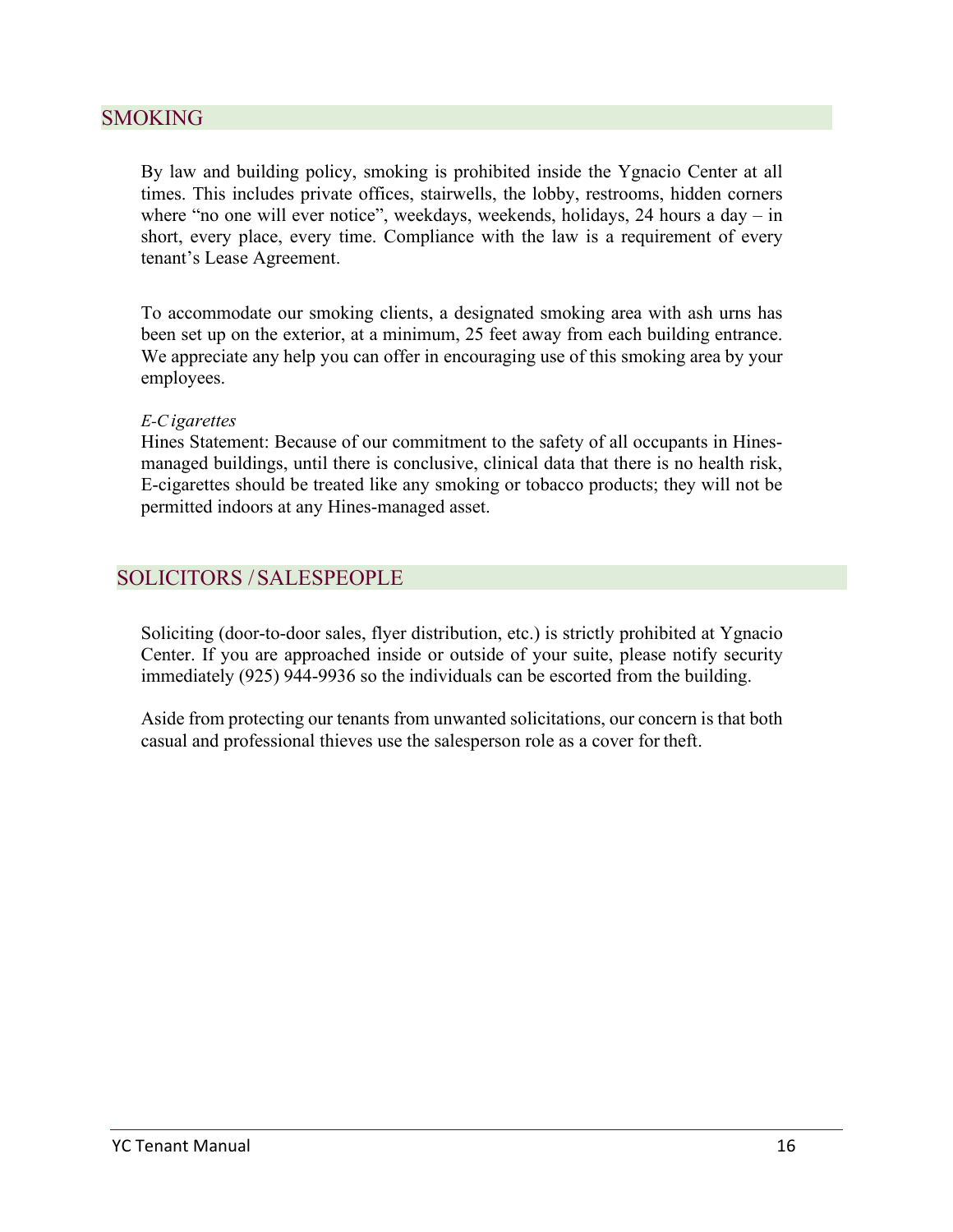## SMOKING

By law and building policy, smoking is prohibited inside the Ygnacio Center at all times. This includes private offices, stairwells, the lobby, restrooms, hidden corners where "no one will ever notice", weekdays, weekends, holidays, 24 hours a day – in short, every place, every time. Compliance with the law is a requirement of every tenant's Lease Agreement.

To accommodate our smoking clients, a designated smoking area with ash urns has been set up on the exterior, at a minimum, 25 feet away from each building entrance. We appreciate any help you can offer in encouraging use of this smoking area by your employees.

*E-Cigarettes*
Hines Statement: Because of our commitment to the safety of all occupants in Hines-managed buildings, until there is conclusive, clinical data that there is no health risk, E-cigarettes should be treated like any smoking or tobacco products; they will not be permitted indoors at any Hines-managed asset.

## SOLICITORS / SALESPEOPLE

Soliciting (door-to-door sales, flyer distribution, etc.) is strictly prohibited at Ygnacio Center. If you are approached inside or outside of your suite, please notify security immediately (925) 944-9936 so the individuals can be escorted from the building.

Aside from protecting our tenants from unwanted solicitations, our concern is that both casual and professional thieves use the salesperson role as a cover for theft.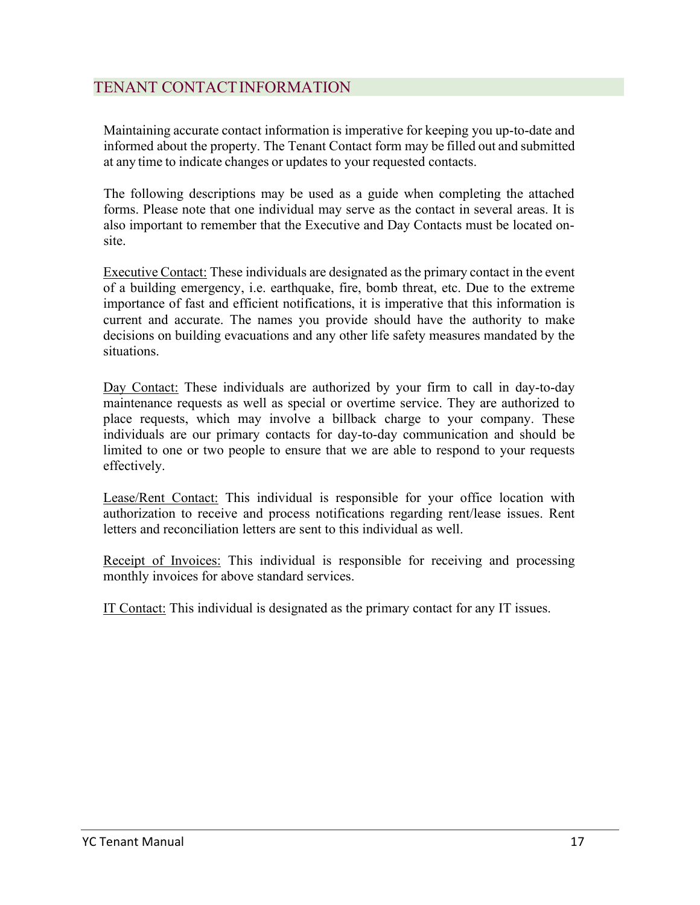## TENANT CONTACT INFORMATION

Maintaining accurate contact information is imperative for keeping you up-to-date and informed about the property. The Tenant Contact form may be filled out and submitted at any time to indicate changes or updates to your requested contacts.

The following descriptions may be used as a guide when completing the attached forms. Please note that one individual may serve as the contact in several areas. It is also important to remember that the Executive and Day Contacts must be located on-site.

<u>Executive Contact:</u> These individuals are designated as the primary contact in the event of a building emergency, i.e. earthquake, fire, bomb threat, etc. Due to the extreme importance of fast and efficient notifications, it is imperative that this information is current and accurate. The names you provide should have the authority to make decisions on building evacuations and any other life safety measures mandated by the situations.

<u>Day Contact:</u> These individuals are authorized by your firm to call in day-to-day maintenance requests as well as special or overtime service. They are authorized to place requests, which may involve a billback charge to your company. These individuals are our primary contacts for day-to-day communication and should be limited to one or two people to ensure that we are able to respond to your requests effectively.

<u>Lease/Rent Contact:</u> This individual is responsible for your office location with authorization to receive and process notifications regarding rent/lease issues. Rent letters and reconciliation letters are sent to this individual as well.

<u>Receipt of Invoices:</u> This individual is responsible for receiving and processing monthly invoices for above standard services.

<u>IT Contact:</u> This individual is designated as the primary contact for any IT issues.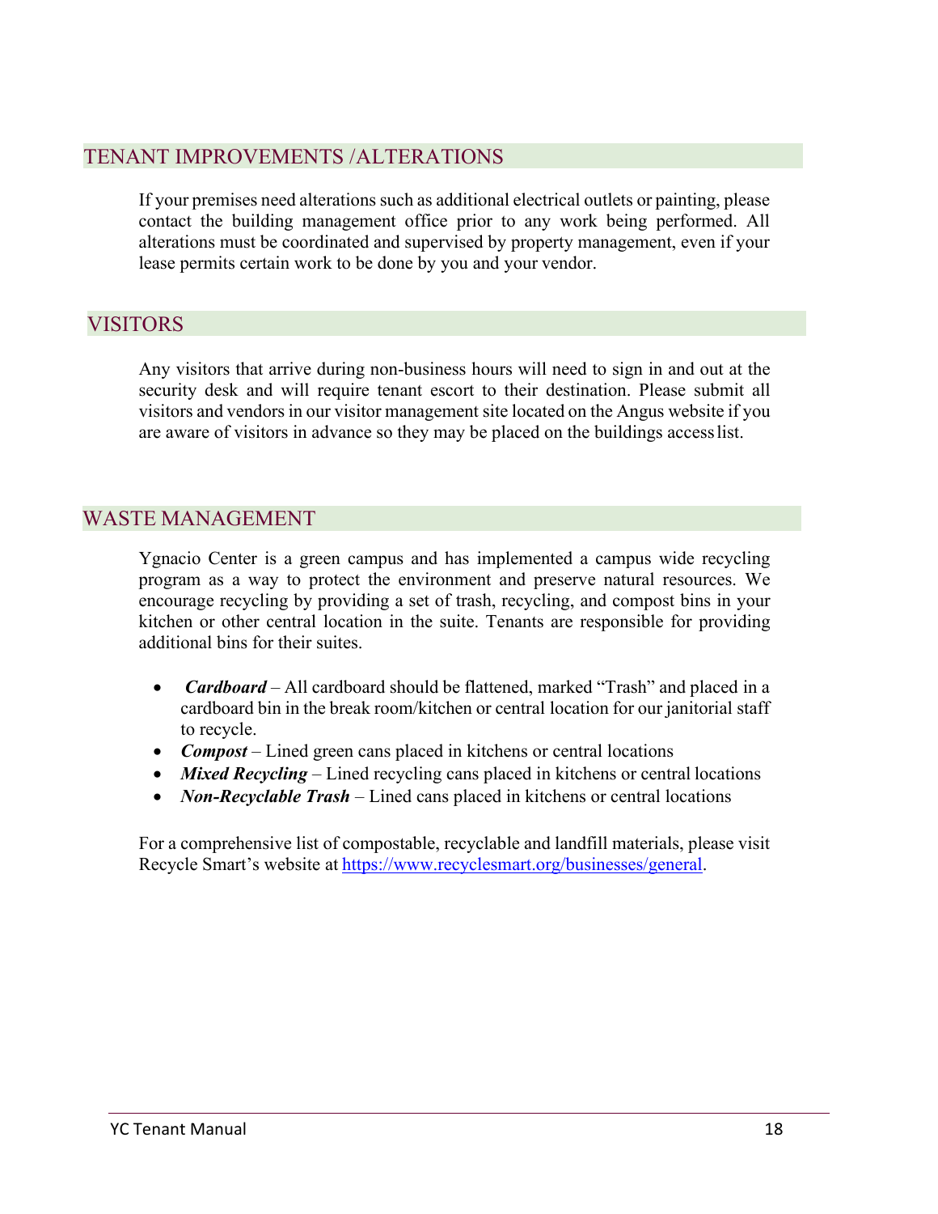## TENANT IMPROVEMENTS /ALTERATIONS

If your premises need alterations such as additional electrical outlets or painting, please contact the building management office prior to any work being performed. All alterations must be coordinated and supervised by property management, even if your lease permits certain work to be done by you and your vendor.

## VISITORS

Any visitors that arrive during non-business hours will need to sign in and out at the security desk and will require tenant escort to their destination. Please submit all visitors and vendors in our visitor management site located on the Angus website if you are aware of visitors in advance so they may be placed on the buildings access list.

## WASTE MANAGEMENT

Ygnacio Center is a green campus and has implemented a campus wide recycling program as a way to protect the environment and preserve natural resources. We encourage recycling by providing a set of trash, recycling, and compost bins in your kitchen or other central location in the suite. Tenants are responsible for providing additional bins for their suites.

- ***Cardboard*** – All cardboard should be flattened, marked “Trash” and placed in a cardboard bin in the break room/kitchen or central location for our janitorial staff to recycle.
- ***Compost*** – Lined green cans placed in kitchens or central locations
- ***Mixed Recycling*** – Lined recycling cans placed in kitchens or central locations
- ***Non-Recyclable Trash*** – Lined cans placed in kitchens or central locations

For a comprehensive list of compostable, recyclable and landfill materials, please visit Recycle Smart’s website at [https://www.recyclesmart.org/businesses/general](https://www.recyclesmart.org/businesses/general).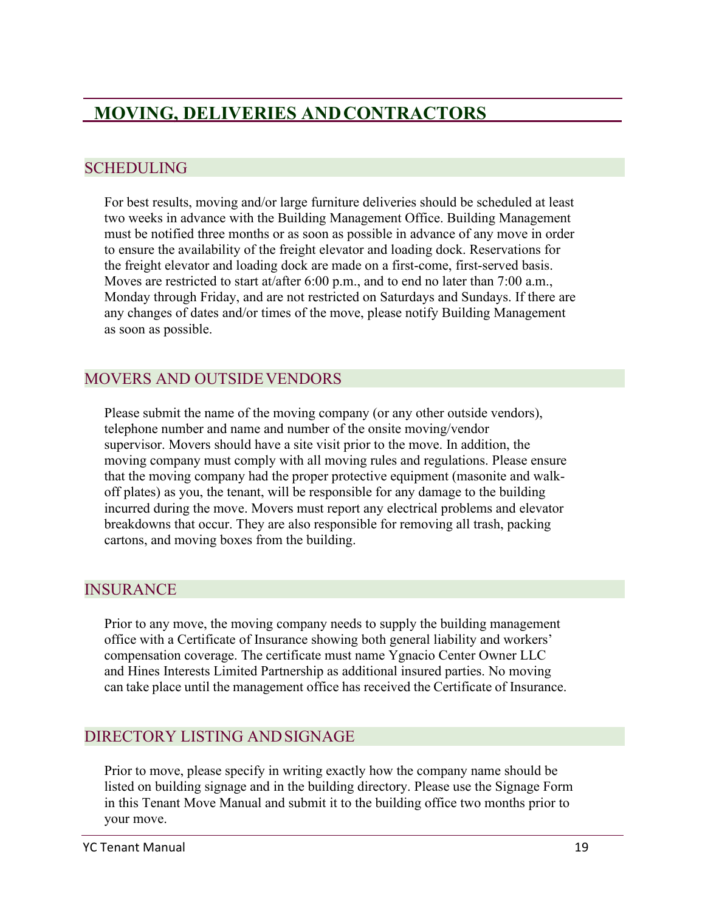# MOVING, DELIVERIES AND CONTRACTORS

## SCHEDULING

For best results, moving and/or large furniture deliveries should be scheduled at least two weeks in advance with the Building Management Office. Building Management must be notified three months or as soon as possible in advance of any move in order to ensure the availability of the freight elevator and loading dock. Reservations for the freight elevator and loading dock are made on a first-come, first-served basis. Moves are restricted to start at/after 6:00 p.m., and to end no later than 7:00 a.m., Monday through Friday, and are not restricted on Saturdays and Sundays. If there are any changes of dates and/or times of the move, please notify Building Management as soon as possible.

## MOVERS AND OUTSIDE VENDORS

Please submit the name of the moving company (or any other outside vendors), telephone number and name and number of the onsite moving/vendor supervisor. Movers should have a site visit prior to the move. In addition, the moving company must comply with all moving rules and regulations. Please ensure that the moving company had the proper protective equipment (masonite and walk-off plates) as you, the tenant, will be responsible for any damage to the building incurred during the move. Movers must report any electrical problems and elevator breakdowns that occur. They are also responsible for removing all trash, packing cartons, and moving boxes from the building.

## INSURANCE

Prior to any move, the moving company needs to supply the building management office with a Certificate of Insurance showing both general liability and workers' compensation coverage. The certificate must name Ygnacio Center Owner LLC and Hines Interests Limited Partnership as additional insured parties. No moving can take place until the management office has received the Certificate of Insurance.

## DIRECTORY LISTING AND SIGNAGE

Prior to move, please specify in writing exactly how the company name should be listed on building signage and in the building directory. Please use the Signage Form in this Tenant Move Manual and submit it to the building office two months prior to your move.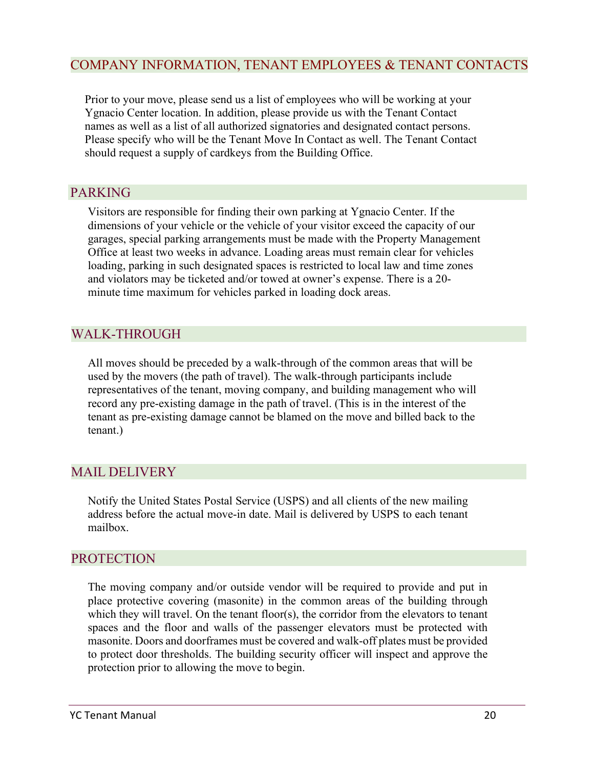## COMPANY INFORMATION, TENANT EMPLOYEES & TENANT CONTACTS

Prior to your move, please send us a list of employees who will be working at your Ygnacio Center location. In addition, please provide us with the Tenant Contact names as well as a list of all authorized signatories and designated contact persons. Please specify who will be the Tenant Move In Contact as well. The Tenant Contact should request a supply of cardkeys from the Building Office.

## PARKING

Visitors are responsible for finding their own parking at Ygnacio Center. If the dimensions of your vehicle or the vehicle of your visitor exceed the capacity of our garages, special parking arrangements must be made with the Property Management Office at least two weeks in advance. Loading areas must remain clear for vehicles loading, parking in such designated spaces is restricted to local law and time zones and violators may be ticketed and/or towed at owner's expense. There is a 20-minute time maximum for vehicles parked in loading dock areas.

## WALK-THROUGH

All moves should be preceded by a walk-through of the common areas that will be used by the movers (the path of travel). The walk-through participants include representatives of the tenant, moving company, and building management who will record any pre-existing damage in the path of travel. (This is in the interest of the tenant as pre-existing damage cannot be blamed on the move and billed back to the tenant.)

## MAIL DELIVERY

Notify the United States Postal Service (USPS) and all clients of the new mailing address before the actual move-in date. Mail is delivered by USPS to each tenant mailbox.

## PROTECTION

The moving company and/or outside vendor will be required to provide and put in place protective covering (masonite) in the common areas of the building through which they will travel. On the tenant floor(s), the corridor from the elevators to tenant spaces and the floor and walls of the passenger elevators must be protected with masonite. Doors and doorframes must be covered and walk-off plates must be provided to protect door thresholds. The building security officer will inspect and approve the protection prior to allowing the move to begin.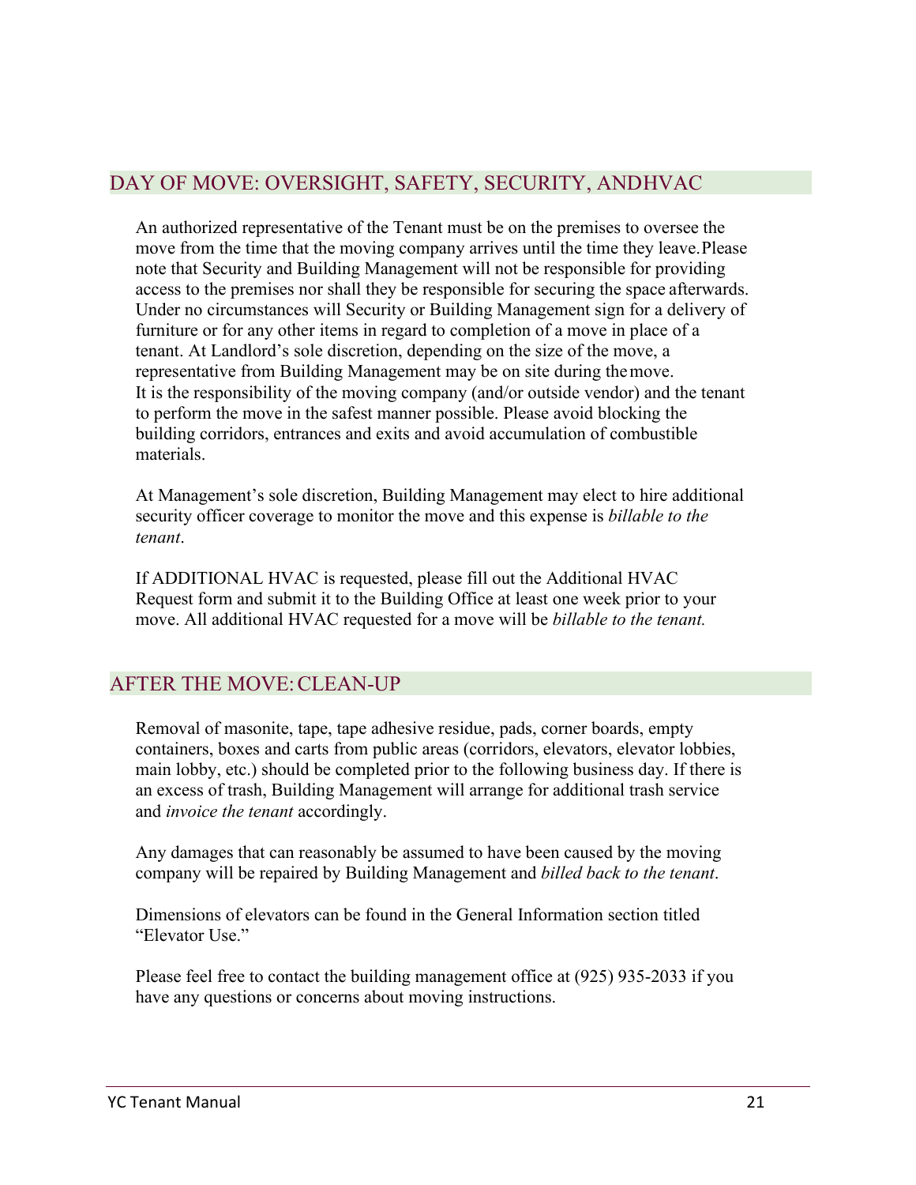## DAY OF MOVE: OVERSIGHT, SAFETY, SECURITY, ANDHVAC

An authorized representative of the Tenant must be on the premises to oversee the move from the time that the moving company arrives until the time they leave. Please note that Security and Building Management will not be responsible for providing access to the premises nor shall they be responsible for securing the space afterwards. Under no circumstances will Security or Building Management sign for a delivery of furniture or for any other items in regard to completion of a move in place of a tenant. At Landlord's sole discretion, depending on the size of the move, a representative from Building Management may be on site during the move. It is the responsibility of the moving company (and/or outside vendor) and the tenant to perform the move in the safest manner possible. Please avoid blocking the building corridors, entrances and exits and avoid accumulation of combustible materials.

At Management's sole discretion, Building Management may elect to hire additional security officer coverage to monitor the move and this expense is *billable to the tenant*.

If ADDITIONAL HVAC is requested, please fill out the Additional HVAC Request form and submit it to the Building Office at least one week prior to your move. All additional HVAC requested for a move will be *billable to the tenant.*

## AFTER THE MOVE: CLEAN-UP

Removal of masonite, tape, tape adhesive residue, pads, corner boards, empty containers, boxes and carts from public areas (corridors, elevators, elevator lobbies, main lobby, etc.) should be completed prior to the following business day. If there is an excess of trash, Building Management will arrange for additional trash service and *invoice the tenant* accordingly.

Any damages that can reasonably be assumed to have been caused by the moving company will be repaired by Building Management and *billed back to the tenant*.

Dimensions of elevators can be found in the General Information section titled "Elevator Use."

Please feel free to contact the building management office at (925) 935-2033 if you have any questions or concerns about moving instructions.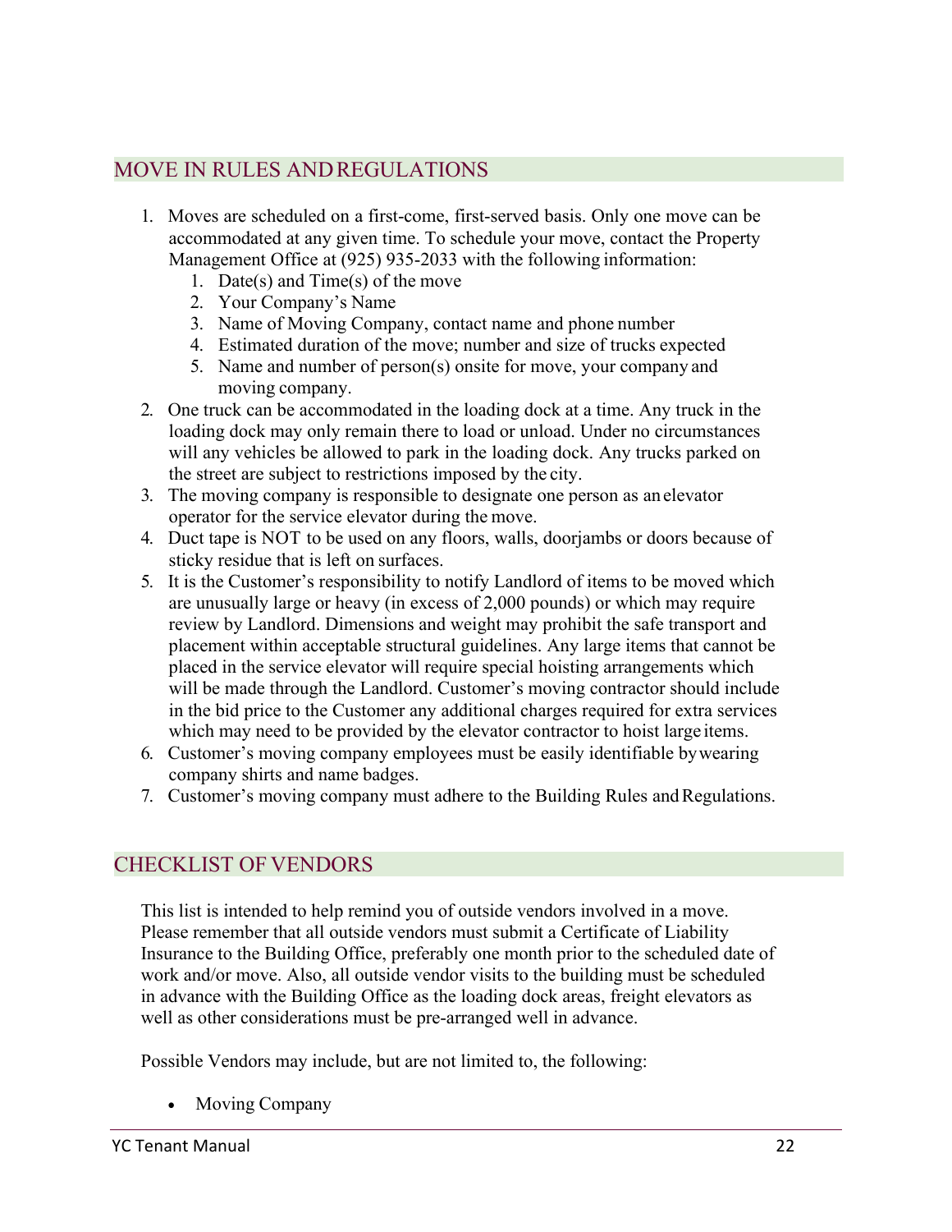## MOVE IN RULES AND REGULATIONS

1. Moves are scheduled on a first-come, first-served basis. Only one move can be accommodated at any given time. To schedule your move, contact the Property Management Office at (925) 935-2033 with the following information:
    1. Date(s) and Time(s) of the move
    2. Your Company's Name
    3. Name of Moving Company, contact name and phone number
    4. Estimated duration of the move; number and size of trucks expected
    5. Name and number of person(s) onsite for move, your company and moving company.
2. One truck can be accommodated in the loading dock at a time. Any truck in the loading dock may only remain there to load or unload. Under no circumstances will any vehicles be allowed to park in the loading dock. Any trucks parked on the street are subject to restrictions imposed by the city.
3. The moving company is responsible to designate one person as an elevator operator for the service elevator during the move.
4. Duct tape is NOT to be used on any floors, walls, doorjambs or doors because of sticky residue that is left on surfaces.
5. It is the Customer's responsibility to notify Landlord of items to be moved which are unusually large or heavy (in excess of 2,000 pounds) or which may require review by Landlord. Dimensions and weight may prohibit the safe transport and placement within acceptable structural guidelines. Any large items that cannot be placed in the service elevator will require special hoisting arrangements which will be made through the Landlord. Customer's moving contractor should include in the bid price to the Customer any additional charges required for extra services which may need to be provided by the elevator contractor to hoist large items.
6. Customer's moving company employees must be easily identifiable by wearing company shirts and name badges.
7. Customer's moving company must adhere to the Building Rules and Regulations.

## CHECKLIST OF VENDORS

This list is intended to help remind you of outside vendors involved in a move. Please remember that all outside vendors must submit a Certificate of Liability Insurance to the Building Office, preferably one month prior to the scheduled date of work and/or move. Also, all outside vendor visits to the building must be scheduled in advance with the Building Office as the loading dock areas, freight elevators as well as other considerations must be pre-arranged well in advance.

Possible Vendors may include, but are not limited to, the following:

- Moving Company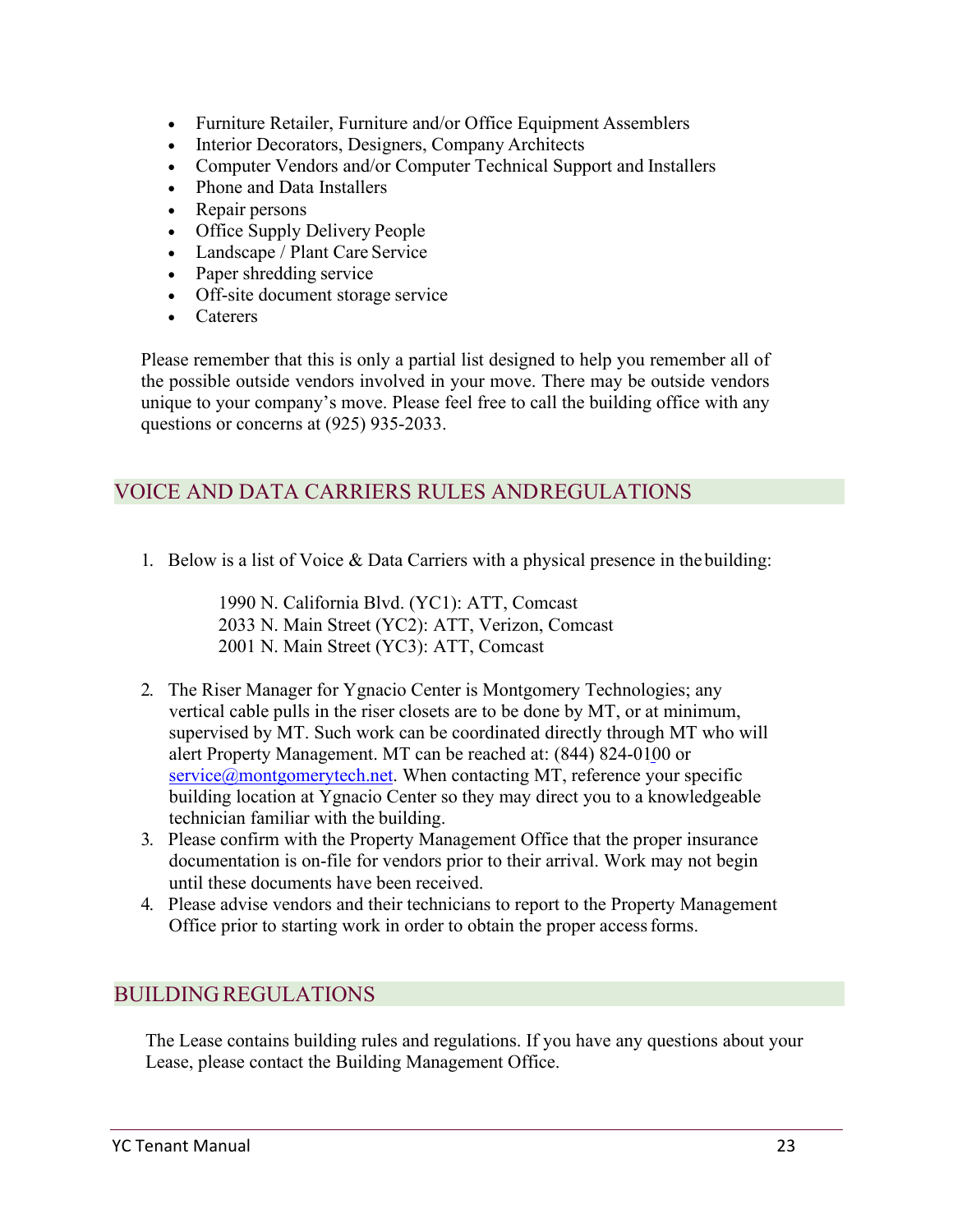- Furniture Retailer, Furniture and/or Office Equipment Assemblers
- Interior Decorators, Designers, Company Architects
- Computer Vendors and/or Computer Technical Support and Installers
- Phone and Data Installers
- Repair persons
- Office Supply Delivery People
- Landscape / Plant Care Service
- Paper shredding service
- Off-site document storage service
- Caterers

Please remember that this is only a partial list designed to help you remember all of the possible outside vendors involved in your move. There may be outside vendors unique to your company's move. Please feel free to call the building office with any questions or concerns at (925) 935-2033.

## VOICE AND DATA CARRIERS RULES ANDREGULATIONS

1. Below is a list of Voice & Data Carriers with a physical presence in the building:

   1990 N. California Blvd. (YC1): ATT, Comcast
   2033 N. Main Street (YC2): ATT, Verizon, Comcast
   2001 N. Main Street (YC3): ATT, Comcast

2. The Riser Manager for Ygnacio Center is Montgomery Technologies; any vertical cable pulls in the riser closets are to be done by MT, or at minimum, supervised by MT. Such work can be coordinated directly through MT who will alert Property Management. MT can be reached at: (844) 824-0100 or service@montgomerytech.net. When contacting MT, reference your specific building location at Ygnacio Center so they may direct you to a knowledgeable technician familiar with the building.
3. Please confirm with the Property Management Office that the proper insurance documentation is on-file for vendors prior to their arrival. Work may not begin until these documents have been received.
4. Please advise vendors and their technicians to report to the Property Management Office prior to starting work in order to obtain the proper access forms.

## BUILDING REGULATIONS

The Lease contains building rules and regulations. If you have any questions about your Lease, please contact the Building Management Office.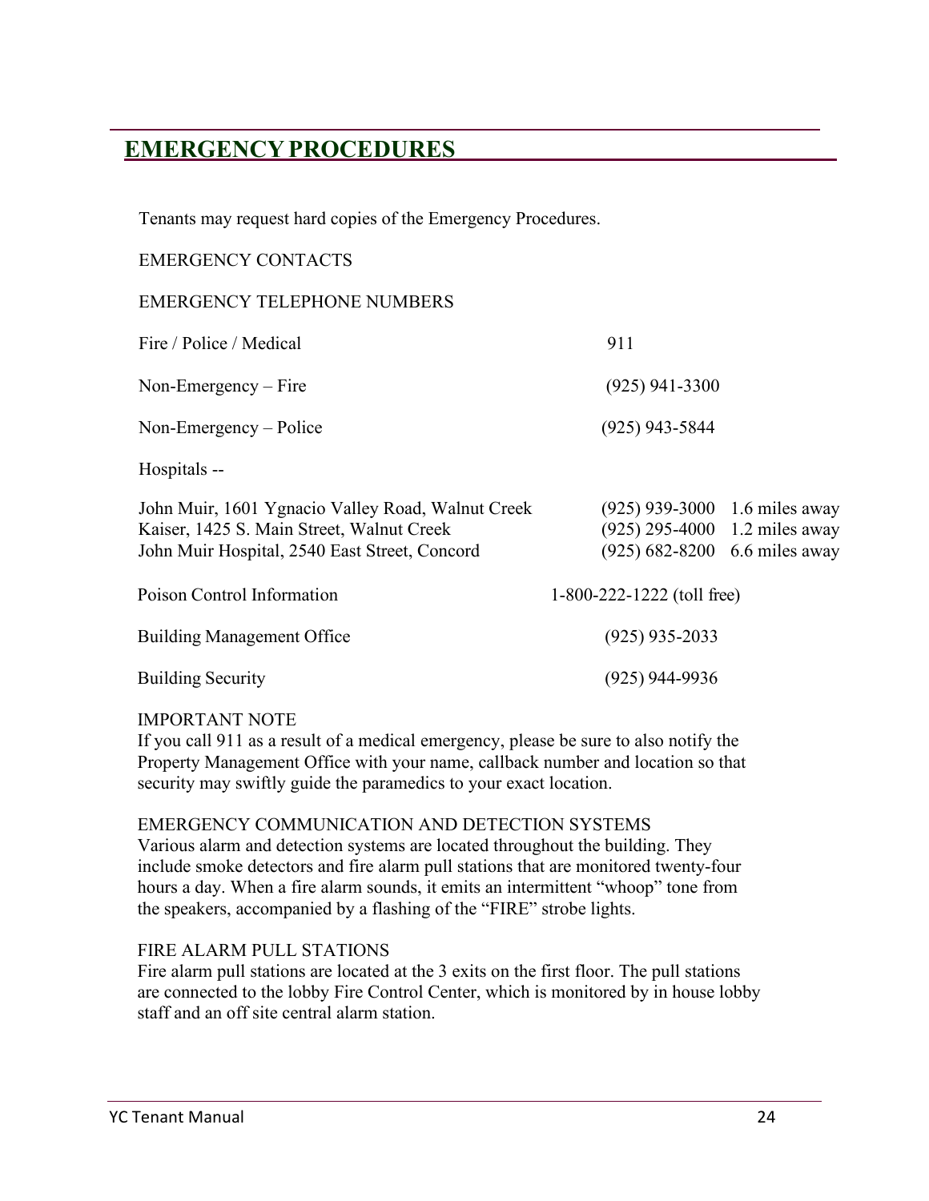# EMERGENCY PROCEDURES

Tenants may request hard copies of the Emergency Procedures.

EMERGENCY CONTACTS

EMERGENCY TELEPHONE NUMBERS

| | | |
|---|---|---|
| Fire / Police / Medical | 911 | |
| Non-Emergency – Fire | (925) 941-3300 | |
| Non-Emergency – Police | (925) 943-5844 | |
| Hospitals -- | | |
| John Muir, 1601 Ygnacio Valley Road, Walnut Creek | (925) 939-3000 | 1.6 miles away |
| Kaiser, 1425 S. Main Street, Walnut Creek | (925) 295-4000 | 1.2 miles away |
| John Muir Hospital, 2540 East Street, Concord | (925) 682-8200 | 6.6 miles away |
| Poison Control Information | 1-800-222-1222 (toll free) | |
| Building Management Office | (925) 935-2033 | |
| Building Security | (925) 944-9936 | |

IMPORTANT NOTE
If you call 911 as a result of a medical emergency, please be sure to also notify the Property Management Office with your name, callback number and location so that security may swiftly guide the paramedics to your exact location.

EMERGENCY COMMUNICATION AND DETECTION SYSTEMS
Various alarm and detection systems are located throughout the building. They include smoke detectors and fire alarm pull stations that are monitored twenty-four hours a day. When a fire alarm sounds, it emits an intermittent "whoop" tone from the speakers, accompanied by a flashing of the "FIRE" strobe lights.

FIRE ALARM PULL STATIONS
Fire alarm pull stations are located at the 3 exits on the first floor. The pull stations are connected to the lobby Fire Control Center, which is monitored by in house lobby staff and an off site central alarm station.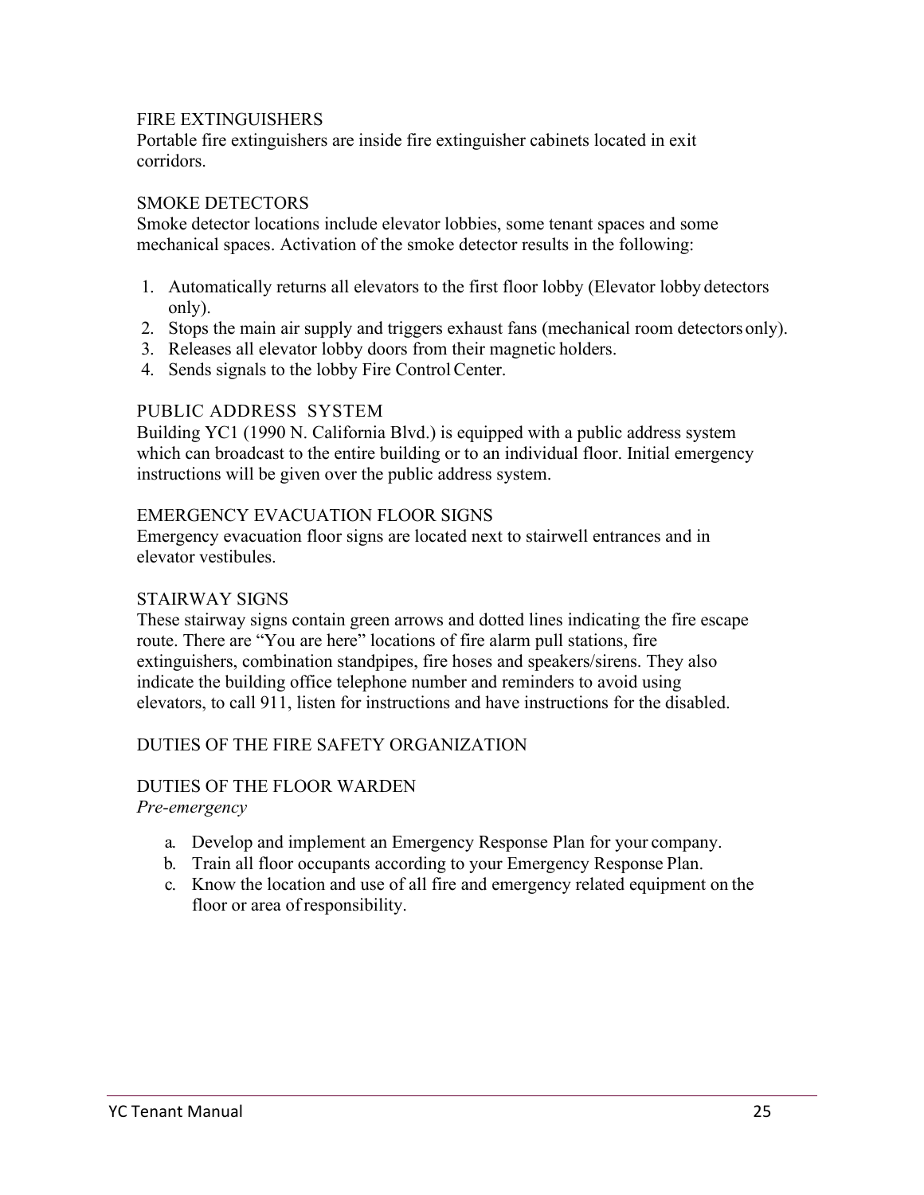## FIRE EXTINGUISHERS

Portable fire extinguishers are inside fire extinguisher cabinets located in exit corridors.

## SMOKE DETECTORS

Smoke detector locations include elevator lobbies, some tenant spaces and some mechanical spaces. Activation of the smoke detector results in the following:

1. Automatically returns all elevators to the first floor lobby (Elevator lobby detectors only).
2. Stops the main air supply and triggers exhaust fans (mechanical room detectors only).
3. Releases all elevator lobby doors from their magnetic holders.
4. Sends signals to the lobby Fire Control Center.

## PUBLIC ADDRESS SYSTEM

Building YC1 (1990 N. California Blvd.) is equipped with a public address system which can broadcast to the entire building or to an individual floor. Initial emergency instructions will be given over the public address system.

## EMERGENCY EVACUATION FLOOR SIGNS

Emergency evacuation floor signs are located next to stairwell entrances and in elevator vestibules.

## STAIRWAY SIGNS

These stairway signs contain green arrows and dotted lines indicating the fire escape route. There are "You are here" locations of fire alarm pull stations, fire extinguishers, combination standpipes, fire hoses and speakers/sirens. They also indicate the building office telephone number and reminders to avoid using elevators, to call 911, listen for instructions and have instructions for the disabled.

## DUTIES OF THE FIRE SAFETY ORGANIZATION

### DUTIES OF THE FLOOR WARDEN

*Pre-emergency*

a. Develop and implement an Emergency Response Plan for your company.
b. Train all floor occupants according to your Emergency Response Plan.
c. Know the location and use of all fire and emergency related equipment on the floor or area of responsibility.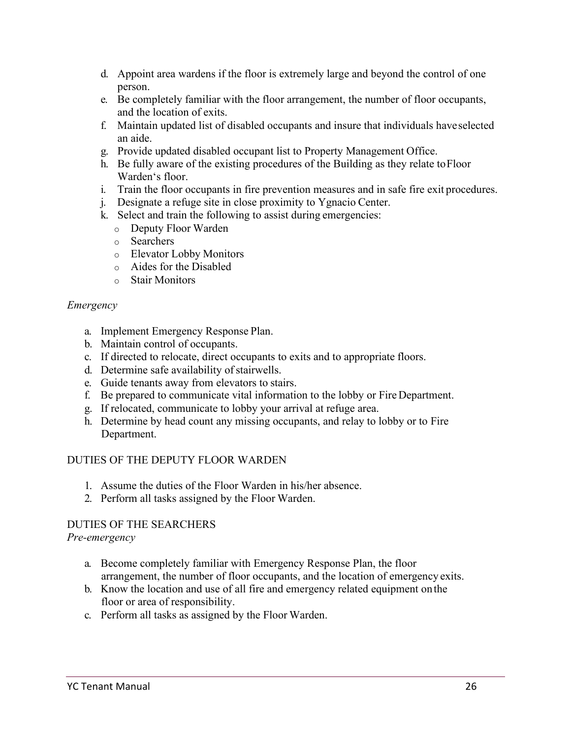d. Appoint area wardens if the floor is extremely large and beyond the control of one person.
e. Be completely familiar with the floor arrangement, the number of floor occupants, and the location of exits.
f. Maintain updated list of disabled occupants and insure that individuals have selected an aide.
g. Provide updated disabled occupant list to Property Management Office.
h. Be fully aware of the existing procedures of the Building as they relate to Floor Warden's floor.
i. Train the floor occupants in fire prevention measures and in safe fire exit procedures.
j. Designate a refuge site in close proximity to Ygnacio Center.
k. Select and train the following to assist during emergencies:
   - Deputy Floor Warden
   - Searchers
   - Elevator Lobby Monitors
   - Aides for the Disabled
   - Stair Monitors

*Emergency*

a. Implement Emergency Response Plan.
b. Maintain control of occupants.
c. If directed to relocate, direct occupants to exits and to appropriate floors.
d. Determine safe availability of stairwells.
e. Guide tenants away from elevators to stairs.
f. Be prepared to communicate vital information to the lobby or Fire Department.
g. If relocated, communicate to lobby your arrival at refuge area.
h. Determine by head count any missing occupants, and relay to lobby or to Fire Department.

DUTIES OF THE DEPUTY FLOOR WARDEN

1. Assume the duties of the Floor Warden in his/her absence.
2. Perform all tasks assigned by the Floor Warden.

DUTIES OF THE SEARCHERS

*Pre-emergency*

a. Become completely familiar with Emergency Response Plan, the floor arrangement, the number of floor occupants, and the location of emergency exits.
b. Know the location and use of all fire and emergency related equipment on the floor or area of responsibility.
c. Perform all tasks as assigned by the Floor Warden.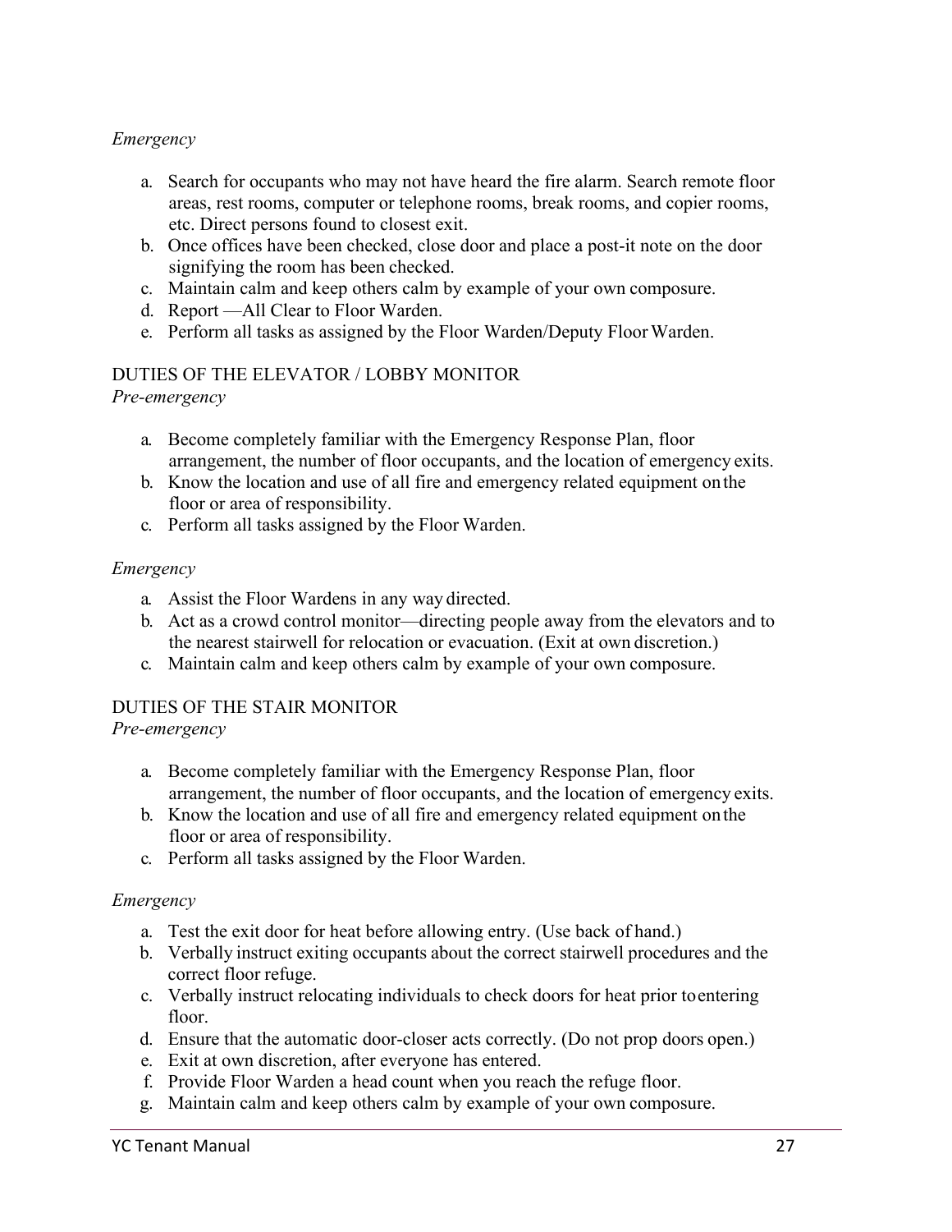*Emergency*

a. Search for occupants who may not have heard the fire alarm. Search remote floor areas, rest rooms, computer or telephone rooms, break rooms, and copier rooms, etc. Direct persons found to closest exit.
b. Once offices have been checked, close door and place a post-it note on the door signifying the room has been checked.
c. Maintain calm and keep others calm by example of your own composure.
d. Report —All Clear to Floor Warden.
e. Perform all tasks as assigned by the Floor Warden/Deputy Floor Warden.

DUTIES OF THE ELEVATOR / LOBBY MONITOR

*Pre-emergency*

a. Become completely familiar with the Emergency Response Plan, floor arrangement, the number of floor occupants, and the location of emergency exits.
b. Know the location and use of all fire and emergency related equipment on the floor or area of responsibility.
c. Perform all tasks assigned by the Floor Warden.

*Emergency*

a. Assist the Floor Wardens in any way directed.
b. Act as a crowd control monitor—directing people away from the elevators and to the nearest stairwell for relocation or evacuation. (Exit at own discretion.)
c. Maintain calm and keep others calm by example of your own composure.

DUTIES OF THE STAIR MONITOR

*Pre-emergency*

a. Become completely familiar with the Emergency Response Plan, floor arrangement, the number of floor occupants, and the location of emergency exits.
b. Know the location and use of all fire and emergency related equipment on the floor or area of responsibility.
c. Perform all tasks assigned by the Floor Warden.

*Emergency*

a. Test the exit door for heat before allowing entry. (Use back of hand.)
b. Verbally instruct exiting occupants about the correct stairwell procedures and the correct floor refuge.
c. Verbally instruct relocating individuals to check doors for heat prior to entering floor.
d. Ensure that the automatic door-closer acts correctly. (Do not prop doors open.)
e. Exit at own discretion, after everyone has entered.
f. Provide Floor Warden a head count when you reach the refuge floor.
g. Maintain calm and keep others calm by example of your own composure.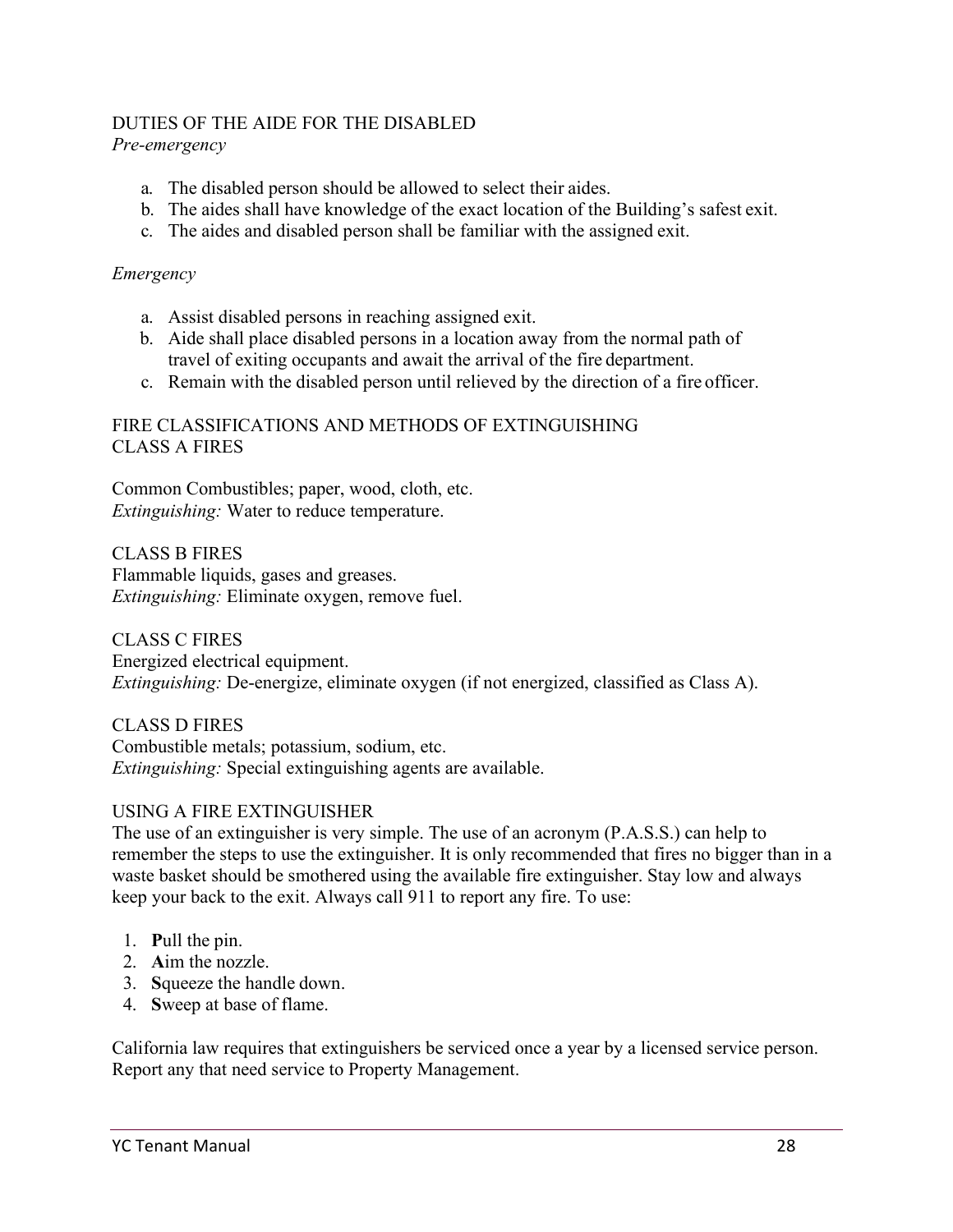## DUTIES OF THE AIDE FOR THE DISABLED

*Pre-emergency*

a. The disabled person should be allowed to select their aides.
b. The aides shall have knowledge of the exact location of the Building's safest exit.
c. The aides and disabled person shall be familiar with the assigned exit.

*Emergency*

a. Assist disabled persons in reaching assigned exit.
b. Aide shall place disabled persons in a location away from the normal path of travel of exiting occupants and await the arrival of the fire department.
c. Remain with the disabled person until relieved by the direction of a fire officer.

## FIRE CLASSIFICATIONS AND METHODS OF EXTINGUISHING

### CLASS A FIRES

Common Combustibles; paper, wood, cloth, etc.
*Extinguishing:* Water to reduce temperature.

### CLASS B FIRES

Flammable liquids, gases and greases.
*Extinguishing:* Eliminate oxygen, remove fuel.

### CLASS C FIRES

Energized electrical equipment.
*Extinguishing:* De-energize, eliminate oxygen (if not energized, classified as Class A).

### CLASS D FIRES

Combustible metals; potassium, sodium, etc.
*Extinguishing:* Special extinguishing agents are available.

## USING A FIRE EXTINGUISHER

The use of an extinguisher is very simple. The use of an acronym (P.A.S.S.) can help to remember the steps to use the extinguisher. It is only recommended that fires no bigger than in a waste basket should be smothered using the available fire extinguisher. Stay low and always keep your back to the exit. Always call 911 to report any fire. To use:

1. **P**ull the pin.
2. **A**im the nozzle.
3. **S**queeze the handle down.
4. **S**weep at base of flame.

California law requires that extinguishers be serviced once a year by a licensed service person. Report any that need service to Property Management.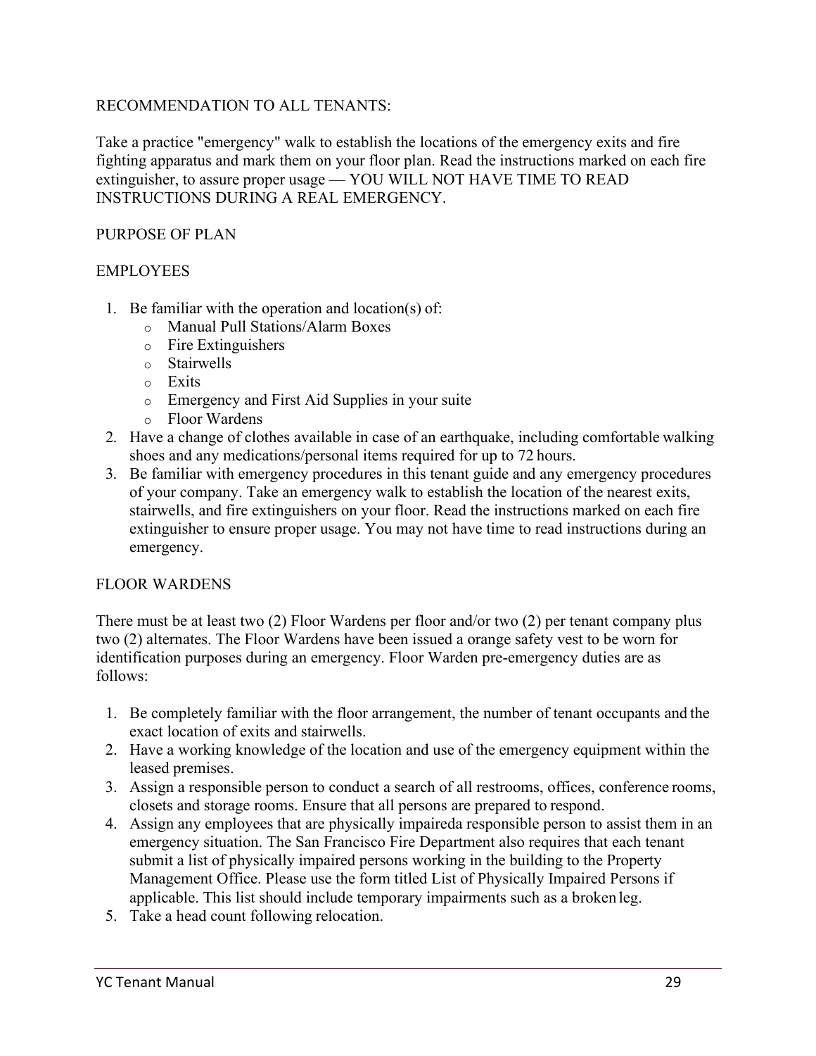RECOMMENDATION TO ALL TENANTS:

Take a practice "emergency" walk to establish the locations of the emergency exits and fire fighting apparatus and mark them on your floor plan. Read the instructions marked on each fire extinguisher, to assure proper usage — YOU WILL NOT HAVE TIME TO READ INSTRUCTIONS DURING A REAL EMERGENCY.

PURPOSE OF PLAN

EMPLOYEES

1. Be familiar with the operation and location(s) of:
   - Manual Pull Stations/Alarm Boxes
   - Fire Extinguishers
   - Stairwells
   - Exits
   - Emergency and First Aid Supplies in your suite
   - Floor Wardens
2. Have a change of clothes available in case of an earthquake, including comfortable walking shoes and any medications/personal items required for up to 72 hours.
3. Be familiar with emergency procedures in this tenant guide and any emergency procedures of your company. Take an emergency walk to establish the location of the nearest exits, stairwells, and fire extinguishers on your floor. Read the instructions marked on each fire extinguisher to ensure proper usage. You may not have time to read instructions during an emergency.

FLOOR WARDENS

There must be at least two (2) Floor Wardens per floor and/or two (2) per tenant company plus two (2) alternates. The Floor Wardens have been issued a orange safety vest to be worn for identification purposes during an emergency. Floor Warden pre-emergency duties are as follows:

1. Be completely familiar with the floor arrangement, the number of tenant occupants and the exact location of exits and stairwells.
2. Have a working knowledge of the location and use of the emergency equipment within the leased premises.
3. Assign a responsible person to conduct a search of all restrooms, offices, conference rooms, closets and storage rooms. Ensure that all persons are prepared to respond.
4. Assign any employees that are physically impaireda responsible person to assist them in an emergency situation. The San Francisco Fire Department also requires that each tenant submit a list of physically impaired persons working in the building to the Property Management Office. Please use the form titled List of Physically Impaired Persons if applicable. This list should include temporary impairments such as a broken leg.
5. Take a head count following relocation.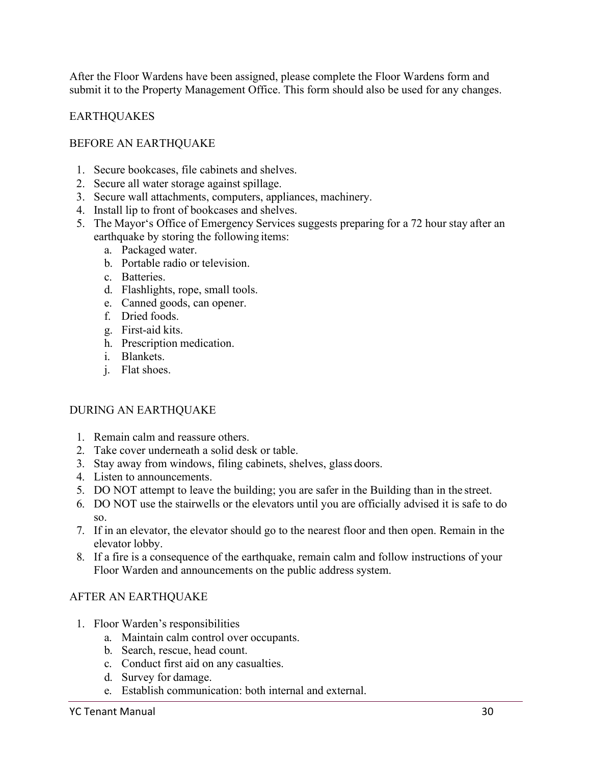After the Floor Wardens have been assigned, please complete the Floor Wardens form and submit it to the Property Management Office. This form should also be used for any changes.

## EARTHQUAKES

### BEFORE AN EARTHQUAKE

1. Secure bookcases, file cabinets and shelves.
2. Secure all water storage against spillage.
3. Secure wall attachments, computers, appliances, machinery.
4. Install lip to front of bookcases and shelves.
5. The Mayor's Office of Emergency Services suggests preparing for a 72 hour stay after an earthquake by storing the following items:
   a. Packaged water.
   b. Portable radio or television.
   c. Batteries.
   d. Flashlights, rope, small tools.
   e. Canned goods, can opener.
   f. Dried foods.
   g. First-aid kits.
   h. Prescription medication.
   i. Blankets.
   j. Flat shoes.

### DURING AN EARTHQUAKE

1. Remain calm and reassure others.
2. Take cover underneath a solid desk or table.
3. Stay away from windows, filing cabinets, shelves, glass doors.
4. Listen to announcements.
5. DO NOT attempt to leave the building; you are safer in the Building than in the street.
6. DO NOT use the stairwells or the elevators until you are officially advised it is safe to do so.
7. If in an elevator, the elevator should go to the nearest floor and then open. Remain in the elevator lobby.
8. If a fire is a consequence of the earthquake, remain calm and follow instructions of your Floor Warden and announcements on the public address system.

### AFTER AN EARTHQUAKE

1. Floor Warden's responsibilities
   a. Maintain calm control over occupants.
   b. Search, rescue, head count.
   c. Conduct first aid on any casualties.
   d. Survey for damage.
   e. Establish communication: both internal and external.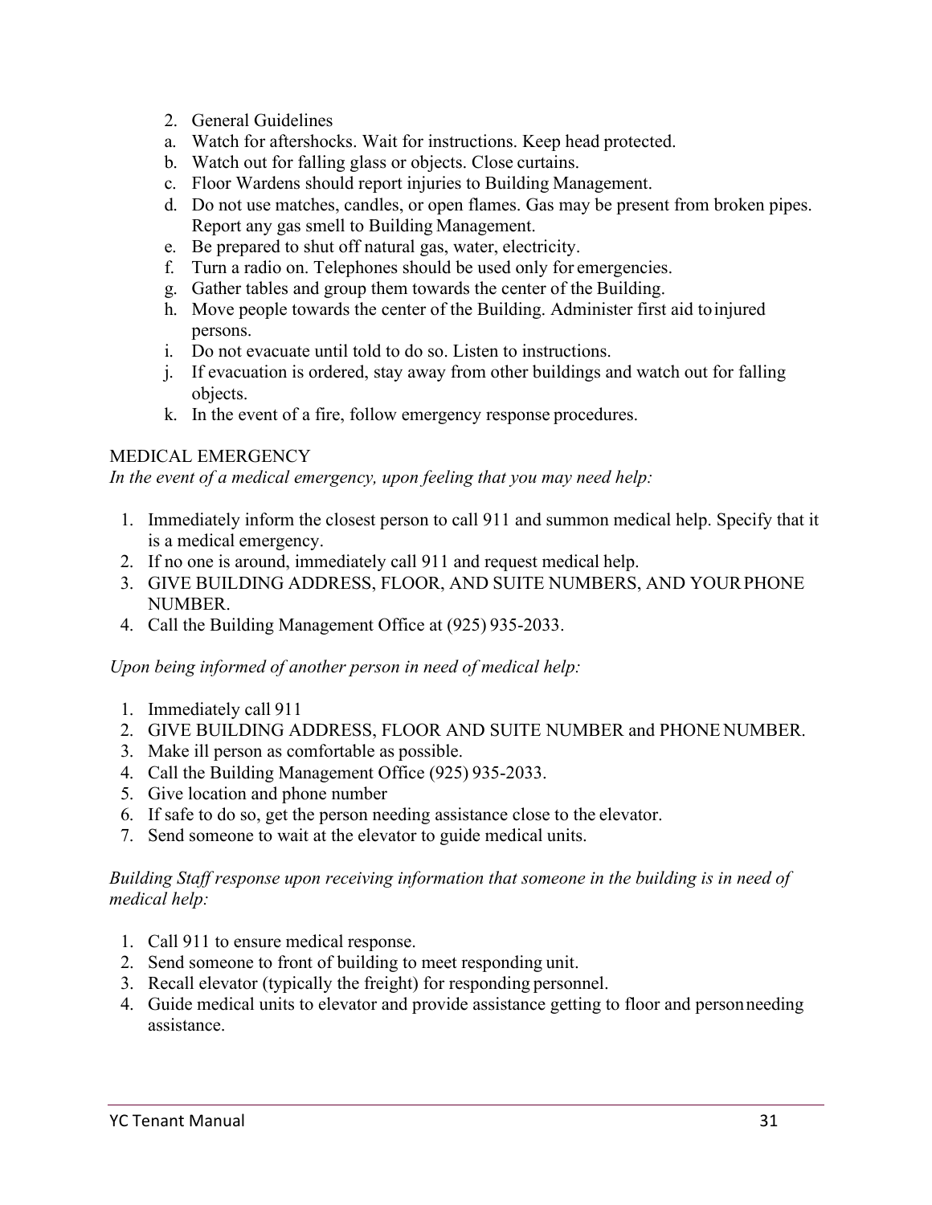2. General Guidelines
   a. Watch for aftershocks. Wait for instructions. Keep head protected.
   b. Watch out for falling glass or objects. Close curtains.
   c. Floor Wardens should report injuries to Building Management.
   d. Do not use matches, candles, or open flames. Gas may be present from broken pipes. Report any gas smell to Building Management.
   e. Be prepared to shut off natural gas, water, electricity.
   f. Turn a radio on. Telephones should be used only for emergencies.
   g. Gather tables and group them towards the center of the Building.
   h. Move people towards the center of the Building. Administer first aid to injured persons.
   i. Do not evacuate until told to do so. Listen to instructions.
   j. If evacuation is ordered, stay away from other buildings and watch out for falling objects.
   k. In the event of a fire, follow emergency response procedures.

MEDICAL EMERGENCY

*In the event of a medical emergency, upon feeling that you may need help:*

1. Immediately inform the closest person to call 911 and summon medical help. Specify that it is a medical emergency.
2. If no one is around, immediately call 911 and request medical help.
3. GIVE BUILDING ADDRESS, FLOOR, AND SUITE NUMBERS, AND YOUR PHONE NUMBER.
4. Call the Building Management Office at (925) 935-2033.

*Upon being informed of another person in need of medical help:*

1. Immediately call 911
2. GIVE BUILDING ADDRESS, FLOOR AND SUITE NUMBER and PHONE NUMBER.
3. Make ill person as comfortable as possible.
4. Call the Building Management Office (925) 935-2033.
5. Give location and phone number
6. If safe to do so, get the person needing assistance close to the elevator.
7. Send someone to wait at the elevator to guide medical units.

*Building Staff response upon receiving information that someone in the building is in need of medical help:*

1. Call 911 to ensure medical response.
2. Send someone to front of building to meet responding unit.
3. Recall elevator (typically the freight) for responding personnel.
4. Guide medical units to elevator and provide assistance getting to floor and person needing assistance.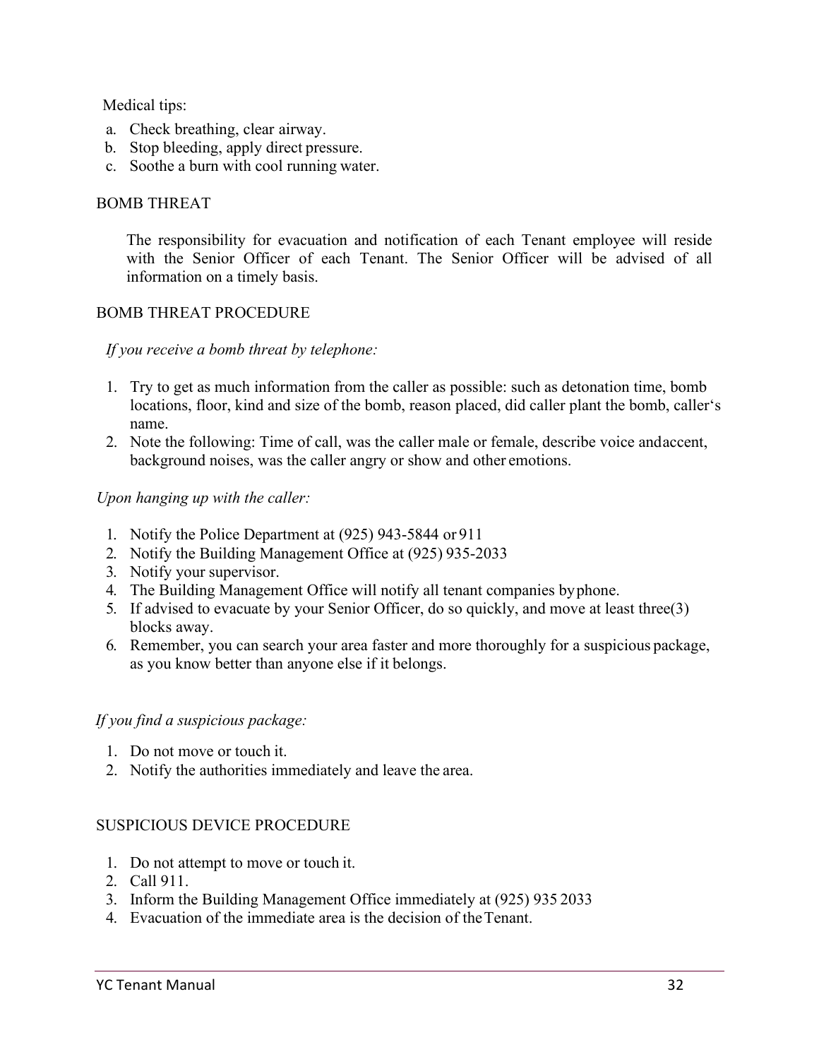Medical tips:

a. Check breathing, clear airway.
b. Stop bleeding, apply direct pressure.
c. Soothe a burn with cool running water.

## BOMB THREAT

The responsibility for evacuation and notification of each Tenant employee will reside with the Senior Officer of each Tenant. The Senior Officer will be advised of all information on a timely basis.

## BOMB THREAT PROCEDURE

*If you receive a bomb threat by telephone:*

1. Try to get as much information from the caller as possible: such as detonation time, bomb locations, floor, kind and size of the bomb, reason placed, did caller plant the bomb, caller's name.
2. Note the following: Time of call, was the caller male or female, describe voice andaccent, background noises, was the caller angry or show and other emotions.

*Upon hanging up with the caller:*

1. Notify the Police Department at (925) 943-5844 or 911
2. Notify the Building Management Office at (925) 935-2033
3. Notify your supervisor.
4. The Building Management Office will notify all tenant companies byphone.
5. If advised to evacuate by your Senior Officer, do so quickly, and move at least three(3) blocks away.
6. Remember, you can search your area faster and more thoroughly for a suspicious package, as you know better than anyone else if it belongs.

*If you find a suspicious package:*

1. Do not move or touch it.
2. Notify the authorities immediately and leave the area.

## SUSPICIOUS DEVICE PROCEDURE

1. Do not attempt to move or touch it.
2. Call 911.
3. Inform the Building Management Office immediately at (925) 935 2033
4. Evacuation of the immediate area is the decision of theTenant.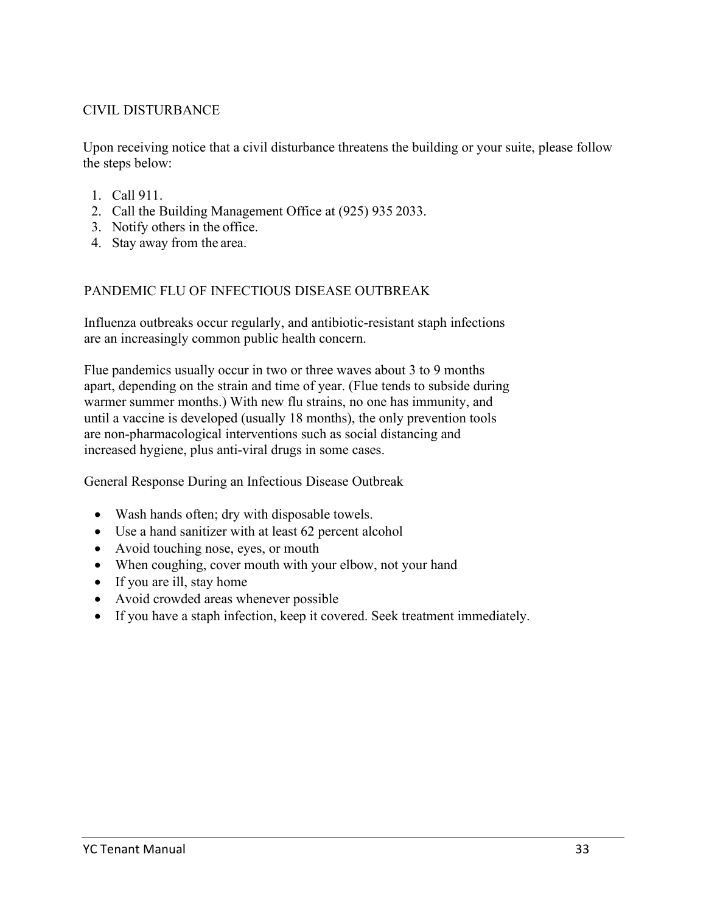## CIVIL DISTURBANCE

Upon receiving notice that a civil disturbance threatens the building or your suite, please follow the steps below:

1. Call 911.
2. Call the Building Management Office at (925) 935 2033.
3. Notify others in the office.
4. Stay away from the area.

## PANDEMIC FLU OF INFECTIOUS DISEASE OUTBREAK

Influenza outbreaks occur regularly, and antibiotic-resistant staph infections are an increasingly common public health concern.

Flue pandemics usually occur in two or three waves about 3 to 9 months apart, depending on the strain and time of year. (Flue tends to subside during warmer summer months.) With new flu strains, no one has immunity, and until a vaccine is developed (usually 18 months), the only prevention tools are non-pharmacological interventions such as social distancing and increased hygiene, plus anti-viral drugs in some cases.

General Response During an Infectious Disease Outbreak

- Wash hands often; dry with disposable towels.
- Use a hand sanitizer with at least 62 percent alcohol
- Avoid touching nose, eyes, or mouth
- When coughing, cover mouth with your elbow, not your hand
- If you are ill, stay home
- Avoid crowded areas whenever possible
- If you have a staph infection, keep it covered. Seek treatment immediately.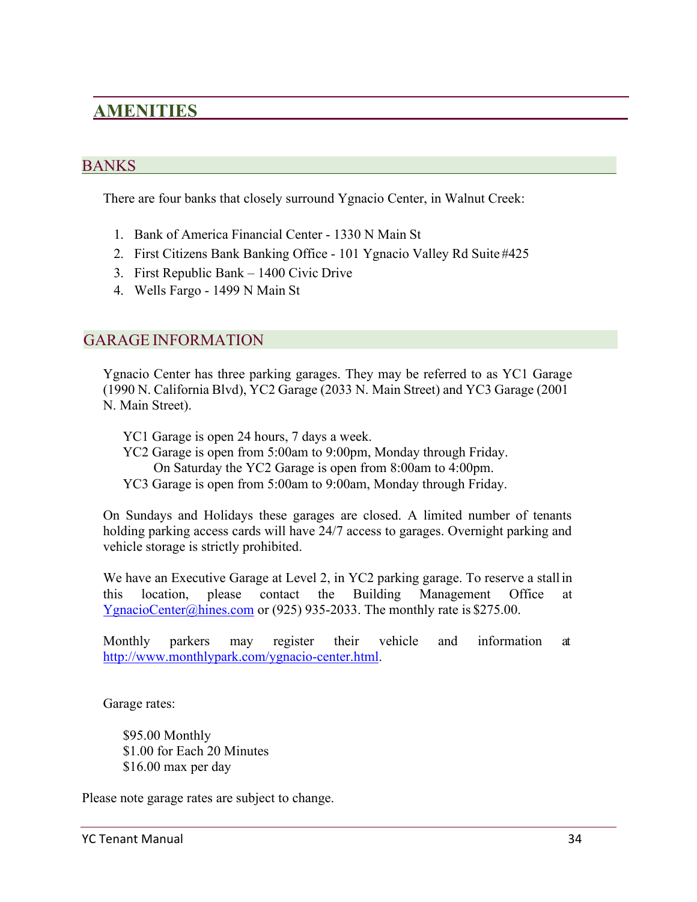# AMENITIES

## BANKS

There are four banks that closely surround Ygnacio Center, in Walnut Creek:

1. Bank of America Financial Center - 1330 N Main St
2. First Citizens Bank Banking Office - 101 Ygnacio Valley Rd Suite #425
3. First Republic Bank – 1400 Civic Drive
4. Wells Fargo - 1499 N Main St

## GARAGE INFORMATION

Ygnacio Center has three parking garages. They may be referred to as YC1 Garage (1990 N. California Blvd), YC2 Garage (2033 N. Main Street) and YC3 Garage (2001 N. Main Street).

YC1 Garage is open 24 hours, 7 days a week.
YC2 Garage is open from 5:00am to 9:00pm, Monday through Friday.
On Saturday the YC2 Garage is open from 8:00am to 4:00pm.
YC3 Garage is open from 5:00am to 9:00am, Monday through Friday.

On Sundays and Holidays these garages are closed. A limited number of tenants holding parking access cards will have 24/7 access to garages. Overnight parking and vehicle storage is strictly prohibited.

We have an Executive Garage at Level 2, in YC2 parking garage. To reserve a stall in this location, please contact the Building Management Office at YgnacioCenter@hines.com or (925) 935-2033. The monthly rate is $275.00.

Monthly parkers may register their vehicle and information at http://www.monthlypark.com/ygnacio-center.html.

Garage rates:

$95.00 Monthly
$1.00 for Each 20 Minutes
$16.00 max per day

Please note garage rates are subject to change.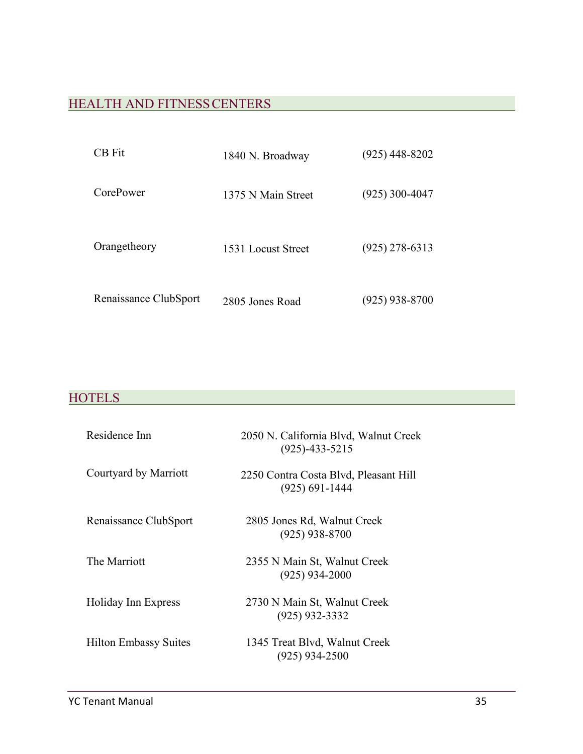## HEALTH AND FITNESS CENTERS

| | | |
|---|---|---|
| CB Fit | 1840 N. Broadway | (925) 448-8202 |
| CorePower | 1375 N Main Street | (925) 300-4047 |
| Orangetheory | 1531 Locust Street | (925) 278-6313 |
| Renaissance ClubSport | 2805 Jones Road | (925) 938-8700 |

## HOTELS

| | |
|---|---|
| Residence Inn | 2050 N. California Blvd, Walnut Creek<br>(925)-433-5215 |
| Courtyard by Marriott | 2250 Contra Costa Blvd, Pleasant Hill<br>(925) 691-1444 |
| Renaissance ClubSport | 2805 Jones Rd, Walnut Creek<br>(925) 938-8700 |
| The Marriott | 2355 N Main St, Walnut Creek<br>(925) 934-2000 |
| Holiday Inn Express | 2730 N Main St, Walnut Creek<br>(925) 932-3332 |
| Hilton Embassy Suites | 1345 Treat Blvd, Walnut Creek<br>(925) 934-2500 |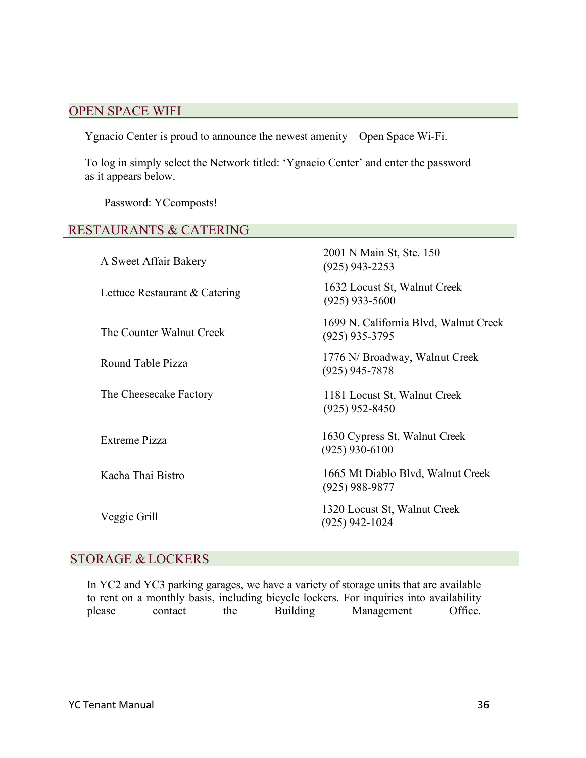## OPEN SPACE WIFI

Ygnacio Center is proud to announce the newest amenity – Open Space Wi-Fi.

To log in simply select the Network titled: 'Ygnacio Center' and enter the password as it appears below.

Password: YCcomposts!

## RESTAURANTS & CATERING

| | |
|---|---|
| A Sweet Affair Bakery | 2001 N Main St, Ste. 150<br>(925) 943-2253 |
| Lettuce Restaurant & Catering | 1632 Locust St, Walnut Creek<br>(925) 933-5600 |
| The Counter Walnut Creek | 1699 N. California Blvd, Walnut Creek<br>(925) 935-3795 |
| Round Table Pizza | 1776 N/ Broadway, Walnut Creek<br>(925) 945-7878 |
| The Cheesecake Factory | 1181 Locust St, Walnut Creek<br>(925) 952-8450 |
| Extreme Pizza | 1630 Cypress St, Walnut Creek<br>(925) 930-6100 |
| Kacha Thai Bistro | 1665 Mt Diablo Blvd, Walnut Creek<br>(925) 988-9877 |
| Veggie Grill | 1320 Locust St, Walnut Creek<br>(925) 942-1024 |

## STORAGE & LOCKERS

In YC2 and YC3 parking garages, we have a variety of storage units that are available to rent on a monthly basis, including bicycle lockers. For inquiries into availability please contact the Building Management Office.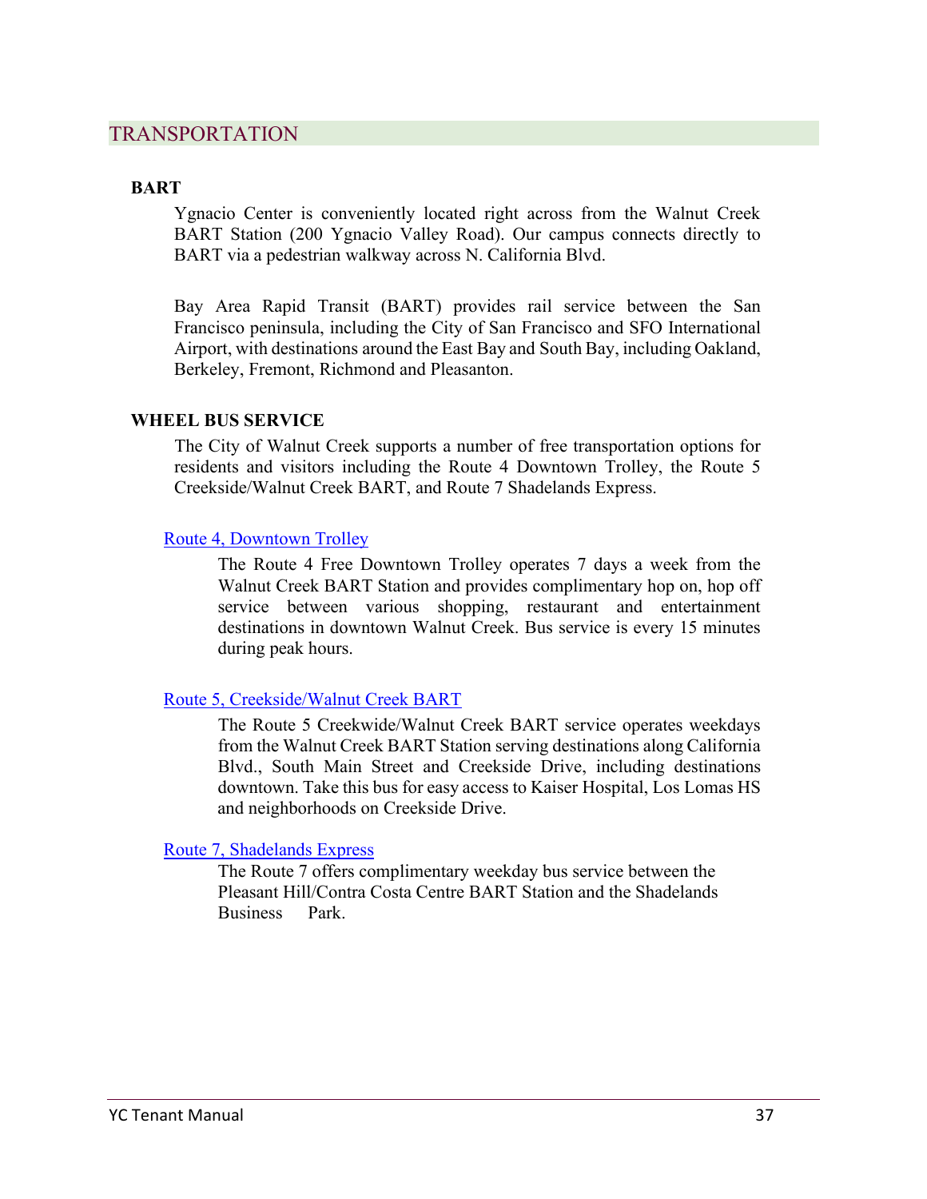## TRANSPORTATION

### BART

Ygnacio Center is conveniently located right across from the Walnut Creek BART Station (200 Ygnacio Valley Road). Our campus connects directly to BART via a pedestrian walkway across N. California Blvd.

Bay Area Rapid Transit (BART) provides rail service between the San Francisco peninsula, including the City of San Francisco and SFO International Airport, with destinations around the East Bay and South Bay, including Oakland, Berkeley, Fremont, Richmond and Pleasanton.

### WHEEL BUS SERVICE

The City of Walnut Creek supports a number of free transportation options for residents and visitors including the Route 4 Downtown Trolley, the Route 5 Creekside/Walnut Creek BART, and Route 7 Shadelands Express.

#### Route 4, Downtown Trolley

The Route 4 Free Downtown Trolley operates 7 days a week from the Walnut Creek BART Station and provides complimentary hop on, hop off service between various shopping, restaurant and entertainment destinations in downtown Walnut Creek. Bus service is every 15 minutes during peak hours.

#### Route 5, Creekside/Walnut Creek BART

The Route 5 Creekwide/Walnut Creek BART service operates weekdays from the Walnut Creek BART Station serving destinations along California Blvd., South Main Street and Creekside Drive, including destinations downtown. Take this bus for easy access to Kaiser Hospital, Los Lomas HS and neighborhoods on Creekside Drive.

#### Route 7, Shadelands Express

The Route 7 offers complimentary weekday bus service between the Pleasant Hill/Contra Costa Centre BART Station and the Shadelands Business Park.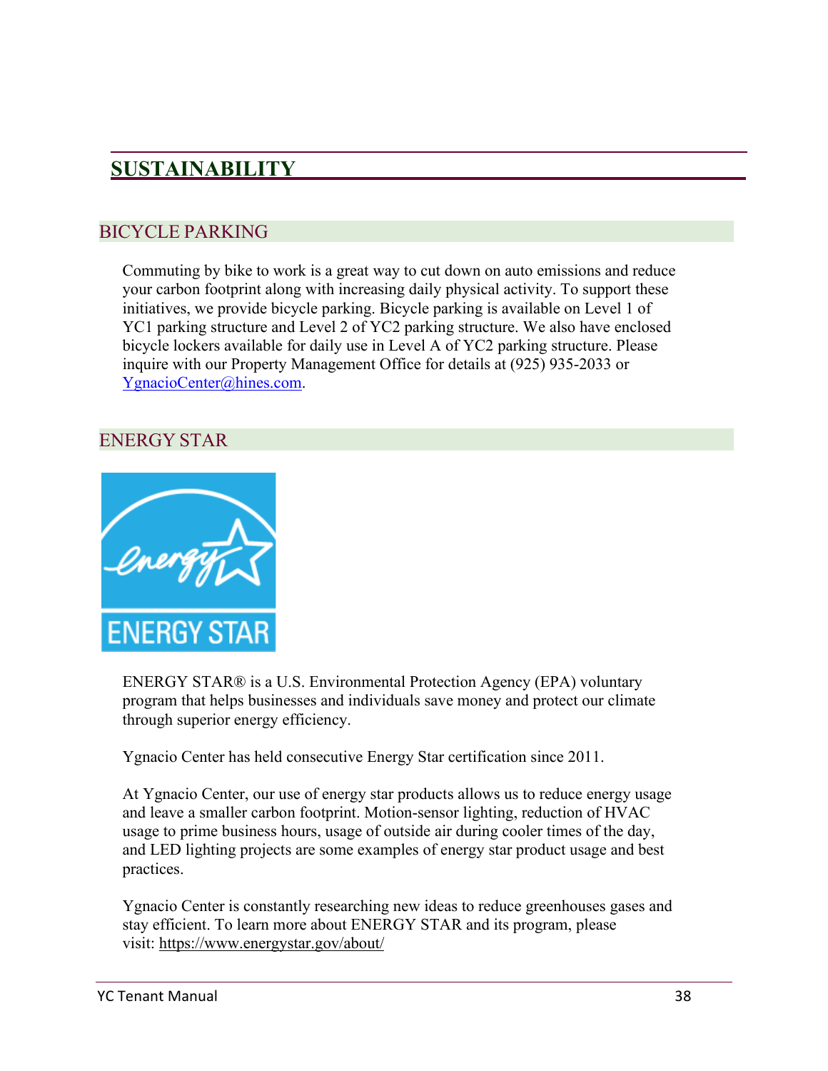# SUSTAINABILITY

## BICYCLE PARKING

Commuting by bike to work is a great way to cut down on auto emissions and reduce your carbon footprint along with increasing daily physical activity. To support these initiatives, we provide bicycle parking. Bicycle parking is available on Level 1 of YC1 parking structure and Level 2 of YC2 parking structure. We also have enclosed bicycle lockers available for daily use in Level A of YC2 parking structure. Please inquire with our Property Management Office for details at (925) 935-2033 or YgnacioCenter@hines.com.

## ENERGY STAR

ENERGY STAR® is a U.S. Environmental Protection Agency (EPA) voluntary program that helps businesses and individuals save money and protect our climate through superior energy efficiency.

Ygnacio Center has held consecutive Energy Star certification since 2011.

At Ygnacio Center, our use of energy star products allows us to reduce energy usage and leave a smaller carbon footprint. Motion-sensor lighting, reduction of HVAC usage to prime business hours, usage of outside air during cooler times of the day, and LED lighting projects are some examples of energy star product usage and best practices.

Ygnacio Center is constantly researching new ideas to reduce greenhouses gases and stay efficient. To learn more about ENERGY STAR and its program, please visit: https://www.energystar.gov/about/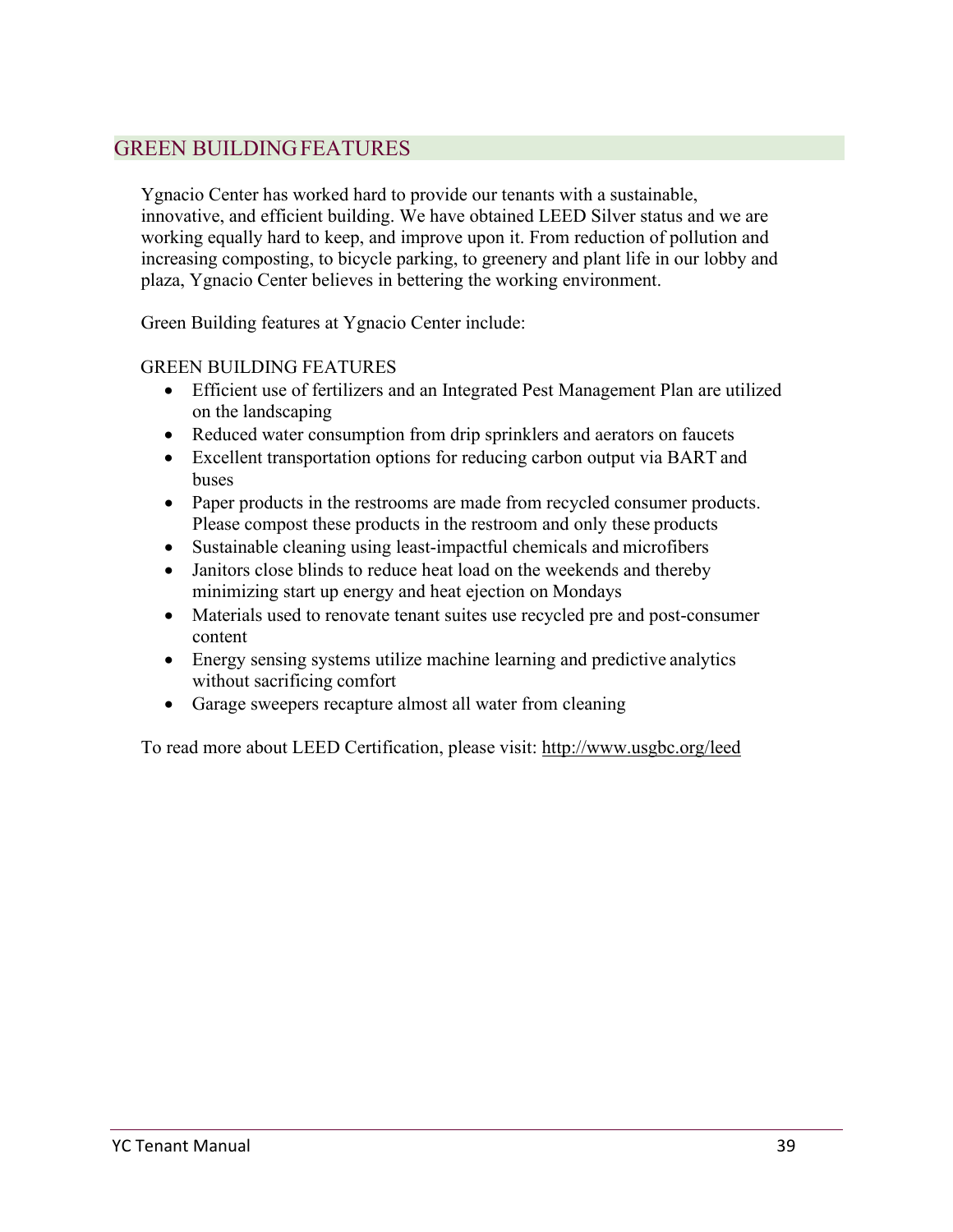## GREEN BUILDING FEATURES

Ygnacio Center has worked hard to provide our tenants with a sustainable, innovative, and efficient building. We have obtained LEED Silver status and we are working equally hard to keep, and improve upon it. From reduction of pollution and increasing composting, to bicycle parking, to greenery and plant life in our lobby and plaza, Ygnacio Center believes in bettering the working environment.

Green Building features at Ygnacio Center include:

GREEN BUILDING FEATURES

- Efficient use of fertilizers and an Integrated Pest Management Plan are utilized on the landscaping
- Reduced water consumption from drip sprinklers and aerators on faucets
- Excellent transportation options for reducing carbon output via BART and buses
- Paper products in the restrooms are made from recycled consumer products. Please compost these products in the restroom and only these products
- Sustainable cleaning using least-impactful chemicals and microfibers
- Janitors close blinds to reduce heat load on the weekends and thereby minimizing start up energy and heat ejection on Mondays
- Materials used to renovate tenant suites use recycled pre and post-consumer content
- Energy sensing systems utilize machine learning and predictive analytics without sacrificing comfort
- Garage sweepers recapture almost all water from cleaning

To read more about LEED Certification, please visit: http://www.usgbc.org/leed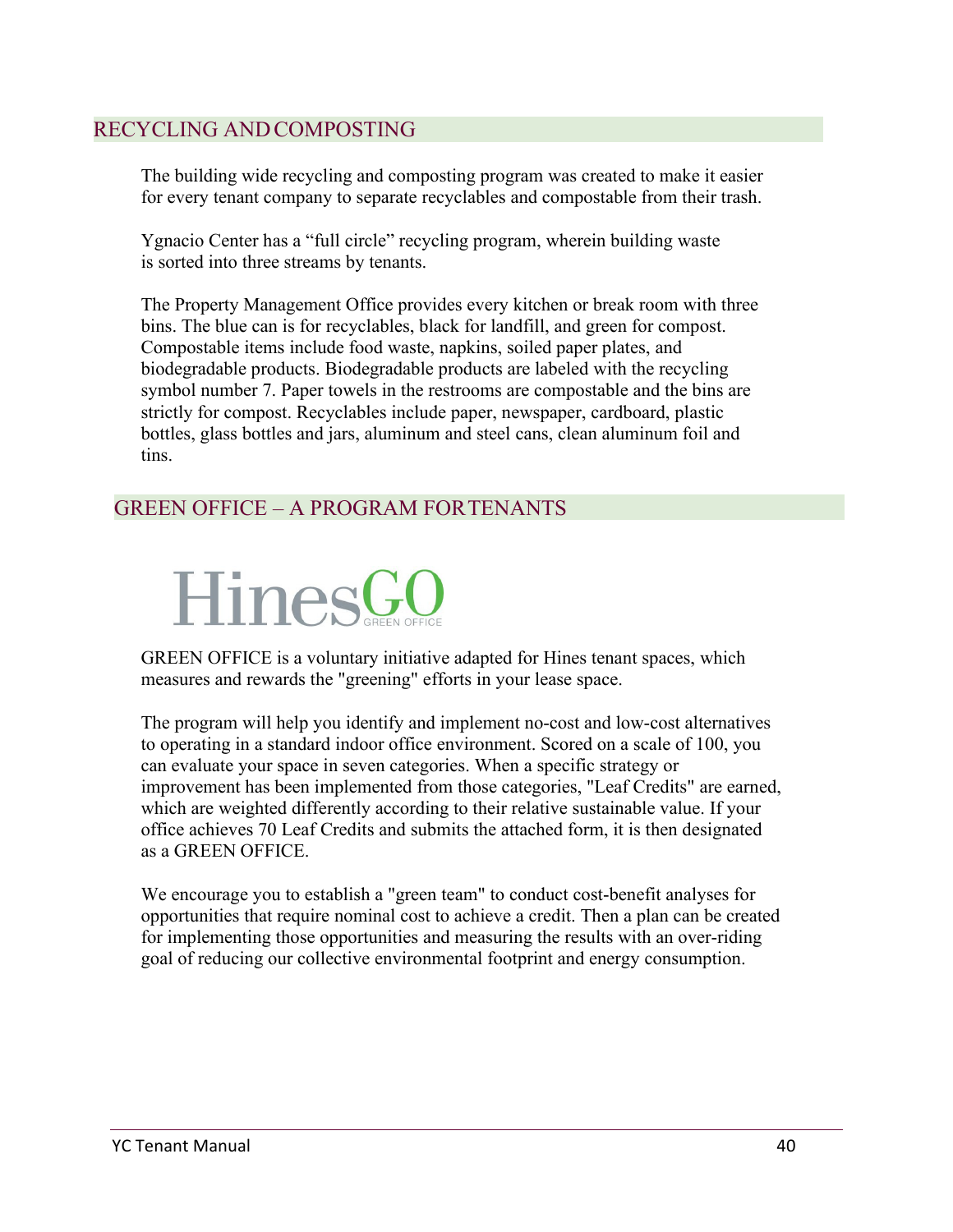## RECYCLING AND COMPOSTING

The building wide recycling and composting program was created to make it easier for every tenant company to separate recyclables and compostable from their trash.

Ygnacio Center has a "full circle" recycling program, wherein building waste is sorted into three streams by tenants.

The Property Management Office provides every kitchen or break room with three bins. The blue can is for recyclables, black for landfill, and green for compost. Compostable items include food waste, napkins, soiled paper plates, and biodegradable products. Biodegradable products are labeled with the recycling symbol number 7. Paper towels in the restrooms are compostable and the bins are strictly for compost. Recyclables include paper, newspaper, cardboard, plastic bottles, glass bottles and jars, aluminum and steel cans, clean aluminum foil and tins.

## GREEN OFFICE – A PROGRAM FOR TENANTS

HinesGO GREEN OFFICE

GREEN OFFICE is a voluntary initiative adapted for Hines tenant spaces, which measures and rewards the "greening" efforts in your lease space.

The program will help you identify and implement no-cost and low-cost alternatives to operating in a standard indoor office environment. Scored on a scale of 100, you can evaluate your space in seven categories. When a specific strategy or improvement has been implemented from those categories, "Leaf Credits" are earned, which are weighted differently according to their relative sustainable value. If your office achieves 70 Leaf Credits and submits the attached form, it is then designated as a GREEN OFFICE.

We encourage you to establish a "green team" to conduct cost-benefit analyses for opportunities that require nominal cost to achieve a credit. Then a plan can be created for implementing those opportunities and measuring the results with an over-riding goal of reducing our collective environmental footprint and energy consumption.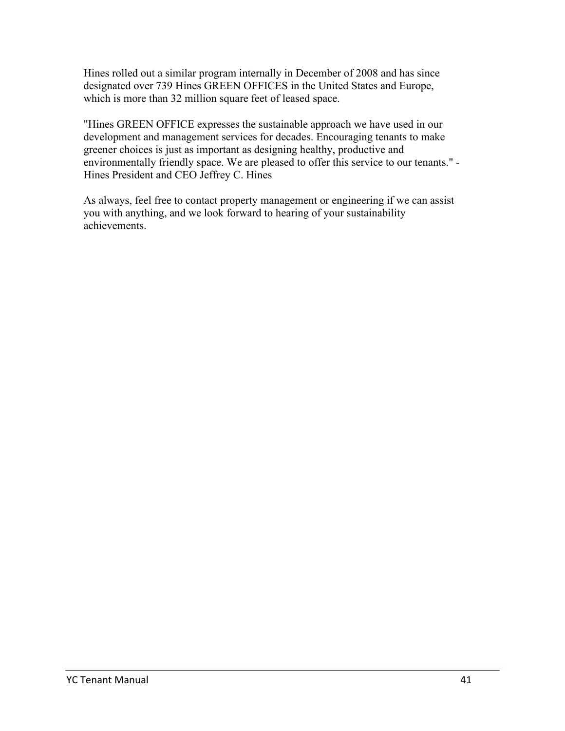Hines rolled out a similar program internally in December of 2008 and has since designated over 739 Hines GREEN OFFICES in the United States and Europe, which is more than 32 million square feet of leased space.

"Hines GREEN OFFICE expresses the sustainable approach we have used in our development and management services for decades. Encouraging tenants to make greener choices is just as important as designing healthy, productive and environmentally friendly space. We are pleased to offer this service to our tenants." - Hines President and CEO Jeffrey C. Hines

As always, feel free to contact property management or engineering if we can assist you with anything, and we look forward to hearing of your sustainability achievements.